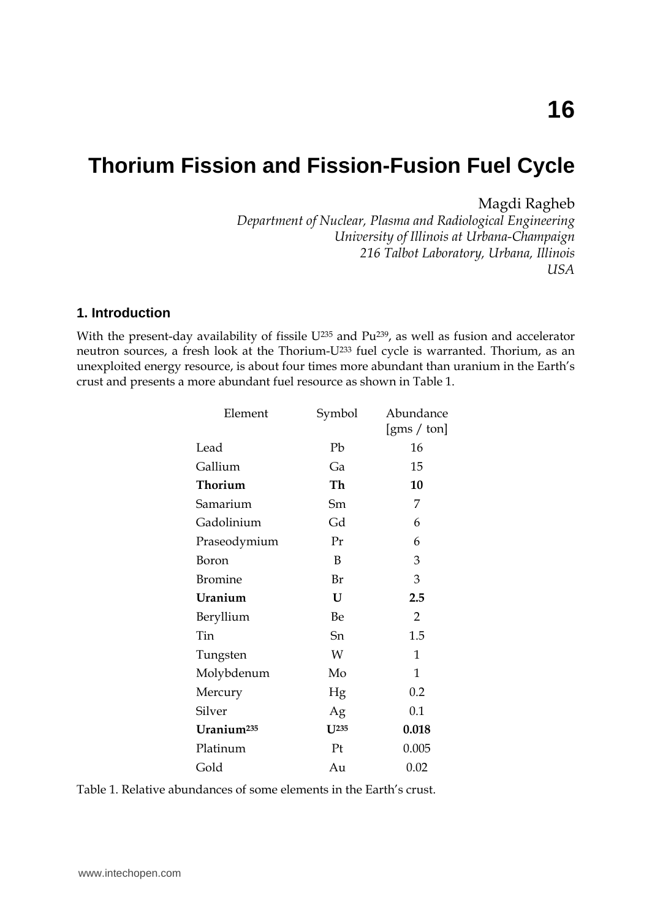# Thorium Fission and Fission-Fusion Fuel Cycle

Magdi Ragheb

*Department of Nuclear, Plasma and Radiological Engineering*
*University of Illinois at Urbana-Champaign*
*216 Talbot Laboratory, Urbana, Illinois*
*USA*

## 1. Introduction

With the present-day availability of fissile $U^{235}$ and $Pu^{239}$, as well as fusion and accelerator neutron sources, a fresh look at the Thorium-$U^{233}$ fuel cycle is warranted. Thorium, as an unexploited energy resource, is about four times more abundant than uranium in the Earth's crust and presents a more abundant fuel resource as shown in Table 1.

| Element | Symbol | Abundance [gms / ton] |
|---|---|---|
| Lead | Pb | 16 |
| Gallium | Ga | 15 |
| **Thorium** | **Th** | **10** |
| Samarium | Sm | 7 |
| Gadolinium | Gd | 6 |
| Praseodymium | Pr | 6 |
| Boron | B | 3 |
| Bromine | Br | 3 |
| **Uranium** | **U** | **2.5** |
| Beryllium | Be | 2 |
| Tin | Sn | 1.5 |
| Tungsten | W | 1 |
| Molybdenum | Mo | 1 |
| Mercury | Hg | 0.2 |
| Silver | Ag | 0.1 |
| **Uranium$^{235}$** | **$U^{235}$** | **0.018** |
| Platinum | Pt | 0.005 |
| Gold | Au | 0.02 |

Table 1. Relative abundances of some elements in the Earth's crust.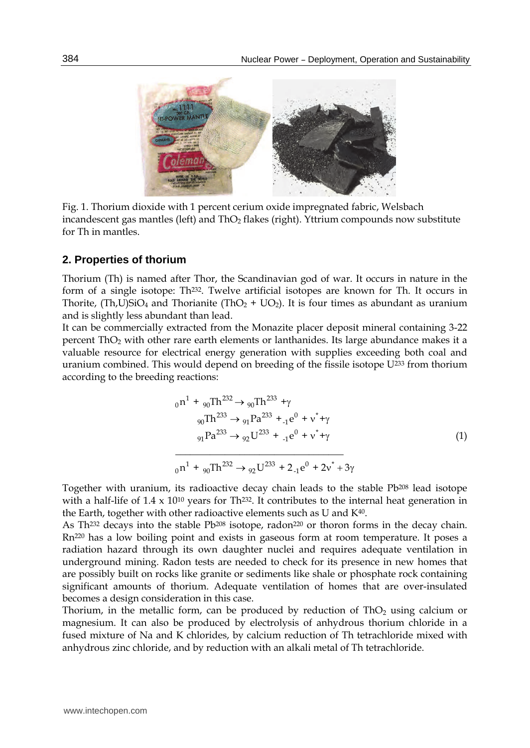Fig. 1. Thorium dioxide with 1 percent cerium oxide impregnated fabric, Welsbach incandescent gas mantles (left) and $ThO_2$ flakes (right). Yttrium compounds now substitute for Th in mantles.

## 2. Properties of thorium

Thorium (Th) is named after Thor, the Scandinavian god of war. It occurs in nature in the form of a single isotope: $Th^{232}$. Twelve artificial isotopes are known for Th. It occurs in Thorite, $(Th,U)SiO_4$ and Thorianite ($ThO_2 + UO_2$). It is four times as abundant as uranium and is slightly less abundant than lead.

It can be commercially extracted from the Monazite placer deposit mineral containing 3-22 percent $ThO_2$ with other rare earth elements or lanthanides. Its large abundance makes it a valuable resource for electrical energy generation with supplies exceeding both coal and uranium combined. This would depend on breeding of the fissile isotope $U^{233}$ from thorium according to the breeding reactions:

$$
\begin{aligned}
{}_0n^1 + {}_{90}Th^{232} &\rightarrow {}_{90}Th^{233} + \gamma \\
{}_{90}Th^{233} &\rightarrow {}_{91}Pa^{233} + {}_{-1}e^0 + \nu^* + \gamma \\
{}_{91}Pa^{233} &\rightarrow {}_{92}U^{233} + {}_{-1}e^0 + \nu^* + \gamma \\
\hline
{}_0n^1 + {}_{90}Th^{232} &\rightarrow {}_{92}U^{233} + 2\,{}_{-1}e^0 + 2\nu^* + 3\gamma
\end{aligned}
\tag{1}
$$

Together with uranium, its radioactive decay chain leads to the stable $Pb^{208}$ lead isotope with a half-life of $1.4 \times 10^{10}$ years for $Th^{232}$. It contributes to the internal heat generation in the Earth, together with other radioactive elements such as U and $K^{40}$.

As $Th^{232}$ decays into the stable $Pb^{208}$ isotope, $radon^{220}$ or thoron forms in the decay chain. $Rn^{220}$ has a low boiling point and exists in gaseous form at room temperature. It poses a radiation hazard through its own daughter nuclei and requires adequate ventilation in underground mining. Radon tests are needed to check for its presence in new homes that are possibly built on rocks like granite or sediments like shale or phosphate rock containing significant amounts of thorium. Adequate ventilation of homes that are over-insulated becomes a design consideration in this case.

Thorium, in the metallic form, can be produced by reduction of $ThO_2$ using calcium or magnesium. It can also be produced by electrolysis of anhydrous thorium chloride in a fused mixture of Na and K chlorides, by calcium reduction of Th tetrachloride mixed with anhydrous zinc chloride, and by reduction with an alkali metal of Th tetrachloride.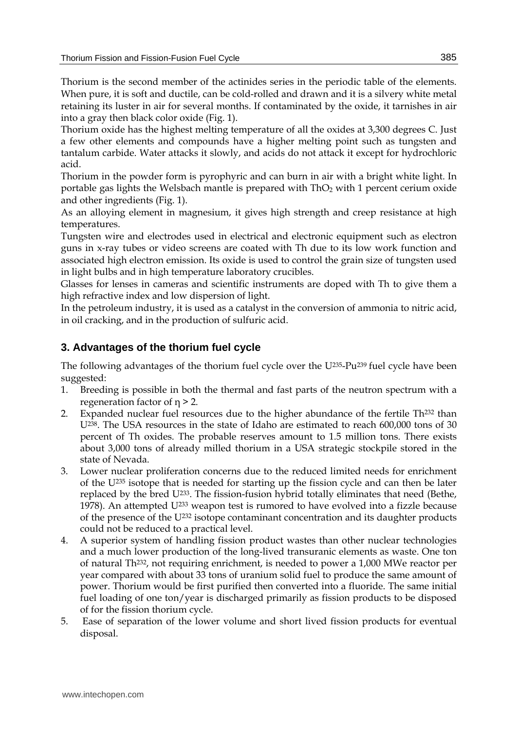Thorium is the second member of the actinides series in the periodic table of the elements. When pure, it is soft and ductile, can be cold-rolled and drawn and it is a silvery white metal retaining its luster in air for several months. If contaminated by the oxide, it tarnishes in air into a gray then black color oxide (Fig. 1).

Thorium oxide has the highest melting temperature of all the oxides at 3,300 degrees C. Just a few other elements and compounds have a higher melting point such as tungsten and tantalum carbide. Water attacks it slowly, and acids do not attack it except for hydrochloric acid.

Thorium in the powder form is pyrophyric and can burn in air with a bright white light. In portable gas lights the Welsbach mantle is prepared with $ThO_2$ with 1 percent cerium oxide and other ingredients (Fig. 1).

As an alloying element in magnesium, it gives high strength and creep resistance at high temperatures.

Tungsten wire and electrodes used in electrical and electronic equipment such as electron guns in x-ray tubes or video screens are coated with Th due to its low work function and associated high electron emission. Its oxide is used to control the grain size of tungsten used in light bulbs and in high temperature laboratory crucibles.

Glasses for lenses in cameras and scientific instruments are doped with Th to give them a high refractive index and low dispersion of light.

In the petroleum industry, it is used as a catalyst in the conversion of ammonia to nitric acid, in oil cracking, and in the production of sulfuric acid.

## 3. Advantages of the thorium fuel cycle

The following advantages of the thorium fuel cycle over the $U^{235}$-$Pu^{239}$ fuel cycle have been suggested:

1. Breeding is possible in both the thermal and fast parts of the neutron spectrum with a regeneration factor of $\eta > 2$.
2. Expanded nuclear fuel resources due to the higher abundance of the fertile $Th^{232}$ than $U^{238}$. The USA resources in the state of Idaho are estimated to reach 600,000 tons of 30 percent of Th oxides. The probable reserves amount to 1.5 million tons. There exists about 3,000 tons of already milled thorium in a USA strategic stockpile stored in the state of Nevada.
3. Lower nuclear proliferation concerns due to the reduced limited needs for enrichment of the $U^{235}$ isotope that is needed for starting up the fission cycle and can then be later replaced by the bred $U^{233}$. The fission-fusion hybrid totally eliminates that need (Bethe, 1978). An attempted $U^{233}$ weapon test is rumored to have evolved into a fizzle because of the presence of the $U^{232}$ isotope contaminant concentration and its daughter products could not be reduced to a practical level.
4. A superior system of handling fission product wastes than other nuclear technologies and a much lower production of the long-lived transuranic elements as waste. One ton of natural $Th^{232}$, not requiring enrichment, is needed to power a 1,000 MWe reactor per year compared with about 33 tons of uranium solid fuel to produce the same amount of power. Thorium would be first purified then converted into a fluoride. The same initial fuel loading of one ton/year is discharged primarily as fission products to be disposed of for the fission thorium cycle.
5. Ease of separation of the lower volume and short lived fission products for eventual disposal.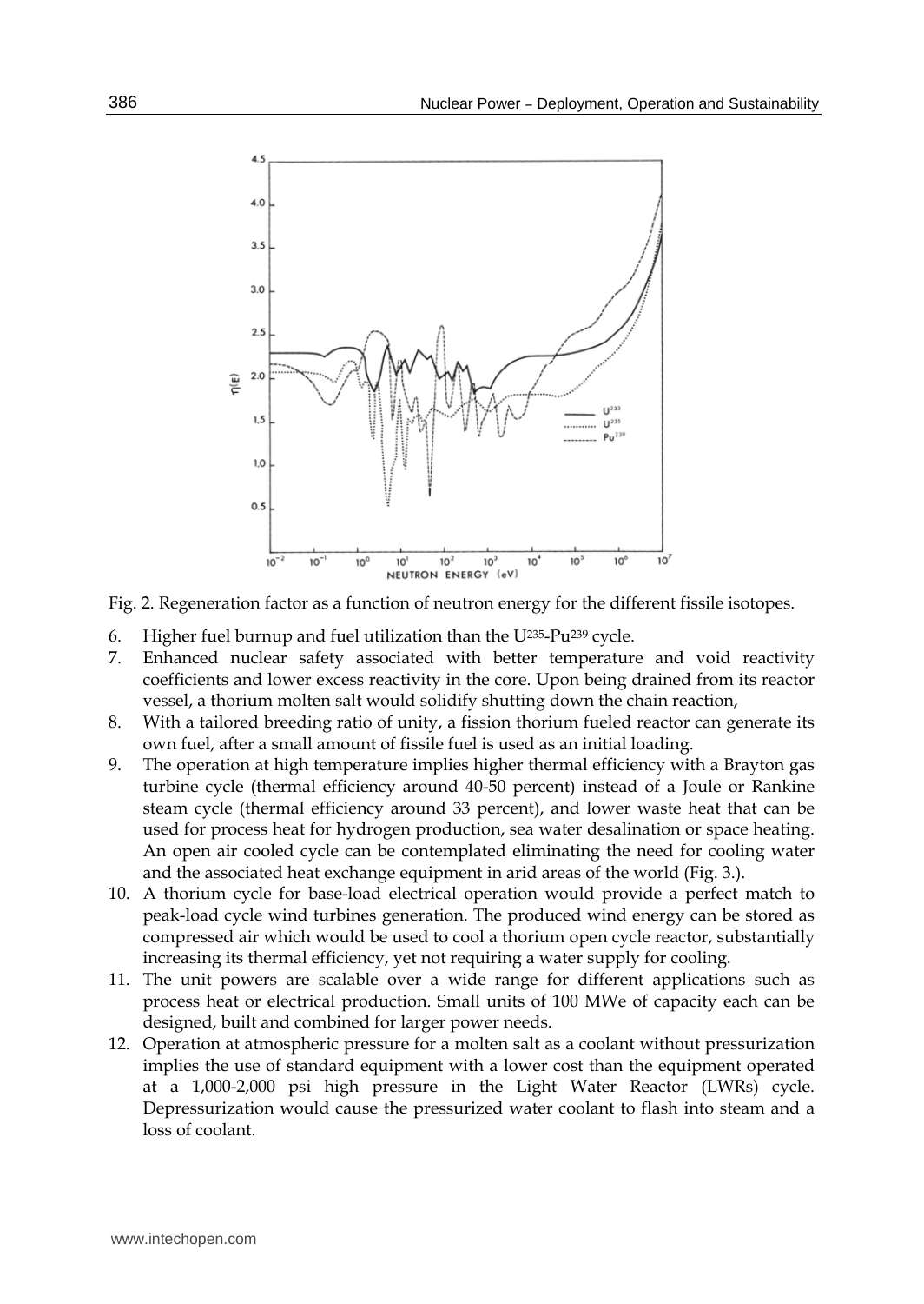Fig. 2. Regeneration factor as a function of neutron energy for the different fissile isotopes.

6. Higher fuel burnup and fuel utilization than the $U^{235}$-$Pu^{239}$ cycle.
7. Enhanced nuclear safety associated with better temperature and void reactivity coefficients and lower excess reactivity in the core. Upon being drained from its reactor vessel, a thorium molten salt would solidify shutting down the chain reaction,
8. With a tailored breeding ratio of unity, a fission thorium fueled reactor can generate its own fuel, after a small amount of fissile fuel is used as an initial loading.
9. The operation at high temperature implies higher thermal efficiency with a Brayton gas turbine cycle (thermal efficiency around 40-50 percent) instead of a Joule or Rankine steam cycle (thermal efficiency around 33 percent), and lower waste heat that can be used for process heat for hydrogen production, sea water desalination or space heating. An open air cooled cycle can be contemplated eliminating the need for cooling water and the associated heat exchange equipment in arid areas of the world (Fig. 3.).
10. A thorium cycle for base-load electrical operation would provide a perfect match to peak-load cycle wind turbines generation. The produced wind energy can be stored as compressed air which would be used to cool a thorium open cycle reactor, substantially increasing its thermal efficiency, yet not requiring a water supply for cooling.
11. The unit powers are scalable over a wide range for different applications such as process heat or electrical production. Small units of 100 MWe of capacity each can be designed, built and combined for larger power needs.
12. Operation at atmospheric pressure for a molten salt as a coolant without pressurization implies the use of standard equipment with a lower cost than the equipment operated at a 1,000-2,000 psi high pressure in the Light Water Reactor (LWRs) cycle. Depressurization would cause the pressurized water coolant to flash into steam and a loss of coolant.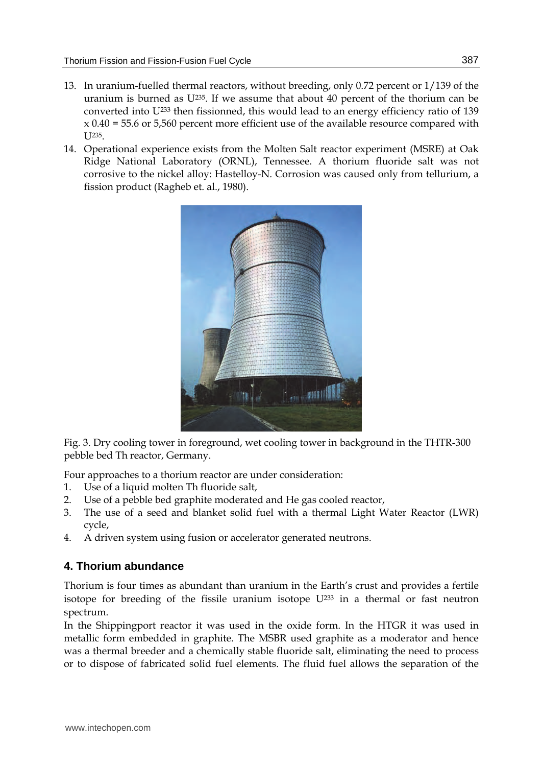13. In uranium-fuelled thermal reactors, without breeding, only 0.72 percent or 1/139 of the uranium is burned as $U^{235}$. If we assume that about 40 percent of the thorium can be converted into $U^{233}$ then fissionned, this would lead to an energy efficiency ratio of 139 x 0.40 = 55.6 or 5,560 percent more efficient use of the available resource compared with $U^{235}$.
14. Operational experience exists from the Molten Salt reactor experiment (MSRE) at Oak Ridge National Laboratory (ORNL), Tennessee. A thorium fluoride salt was not corrosive to the nickel alloy: Hastelloy-N. Corrosion was caused only from tellurium, a fission product (Ragheb et. al., 1980).

Fig. 3. Dry cooling tower in foreground, wet cooling tower in background in the THTR-300 pebble bed Th reactor, Germany.

Four approaches to a thorium reactor are under consideration:

1. Use of a liquid molten Th fluoride salt,
2. Use of a pebble bed graphite moderated and He gas cooled reactor,
3. The use of a seed and blanket solid fuel with a thermal Light Water Reactor (LWR) cycle,
4. A driven system using fusion or accelerator generated neutrons.

## 4. Thorium abundance

Thorium is four times as abundant than uranium in the Earth's crust and provides a fertile isotope for breeding of the fissile uranium isotope $U^{233}$ in a thermal or fast neutron spectrum.

In the Shippingport reactor it was used in the oxide form. In the HTGR it was used in metallic form embedded in graphite. The MSBR used graphite as a moderator and hence was a thermal breeder and a chemically stable fluoride salt, eliminating the need to process or to dispose of fabricated solid fuel elements. The fluid fuel allows the separation of the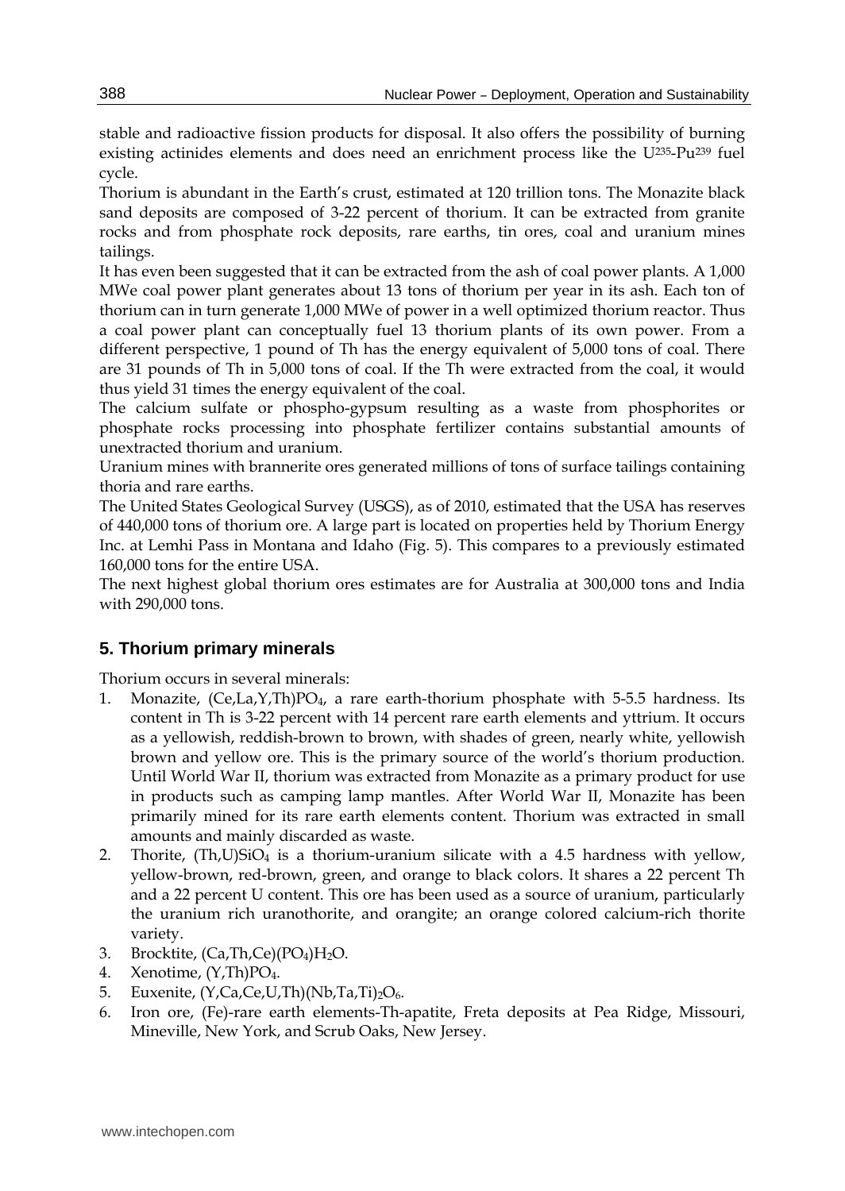stable and radioactive fission products for disposal. It also offers the possibility of burning existing actinides elements and does need an enrichment process like the $U^{235}$-$Pu^{239}$ fuel cycle.

Thorium is abundant in the Earth's crust, estimated at 120 trillion tons. The Monazite black sand deposits are composed of 3-22 percent of thorium. It can be extracted from granite rocks and from phosphate rock deposits, rare earths, tin ores, coal and uranium mines tailings.

It has even been suggested that it can be extracted from the ash of coal power plants. A 1,000 MWe coal power plant generates about 13 tons of thorium per year in its ash. Each ton of thorium can in turn generate 1,000 MWe of power in a well optimized thorium reactor. Thus a coal power plant can conceptually fuel 13 thorium plants of its own power. From a different perspective, 1 pound of Th has the energy equivalent of 5,000 tons of coal. There are 31 pounds of Th in 5,000 tons of coal. If the Th were extracted from the coal, it would thus yield 31 times the energy equivalent of the coal.

The calcium sulfate or phospho-gypsum resulting as a waste from phosphorites or phosphate rocks processing into phosphate fertilizer contains substantial amounts of unextracted thorium and uranium.

Uranium mines with brannerite ores generated millions of tons of surface tailings containing thoria and rare earths.

The United States Geological Survey (USGS), as of 2010, estimated that the USA has reserves of 440,000 tons of thorium ore. A large part is located on properties held by Thorium Energy Inc. at Lemhi Pass in Montana and Idaho (Fig. 5). This compares to a previously estimated 160,000 tons for the entire USA.

The next highest global thorium ores estimates are for Australia at 300,000 tons and India with 290,000 tons.

## 5. Thorium primary minerals

Thorium occurs in several minerals:

1. Monazite, $(Ce,La,Y,Th)PO_4$, a rare earth-thorium phosphate with 5-5.5 hardness. Its content in Th is 3-22 percent with 14 percent rare earth elements and yttrium. It occurs as a yellowish, reddish-brown to brown, with shades of green, nearly white, yellowish brown and yellow ore. This is the primary source of the world's thorium production. Until World War II, thorium was extracted from Monazite as a primary product for use in products such as camping lamp mantles. After World War II, Monazite has been primarily mined for its rare earth elements content. Thorium was extracted in small amounts and mainly discarded as waste.
2. Thorite, $(Th,U)SiO_4$ is a thorium-uranium silicate with a 4.5 hardness with yellow, yellow-brown, red-brown, green, and orange to black colors. It shares a 22 percent Th and a 22 percent U content. This ore has been used as a source of uranium, particularly the uranium rich uranothorite, and orangite; an orange colored calcium-rich thorite variety.
3. Brocktite, $(Ca,Th,Ce)(PO_4)H_2O$.
4. Xenotime, $(Y,Th)PO_4$.
5. Euxenite, $(Y,Ca,Ce,U,Th)(Nb,Ta,Ti)_2O_6$.
6. Iron ore, (Fe)-rare earth elements-Th-apatite, Freta deposits at Pea Ridge, Missouri, Mineville, New York, and Scrub Oaks, New Jersey.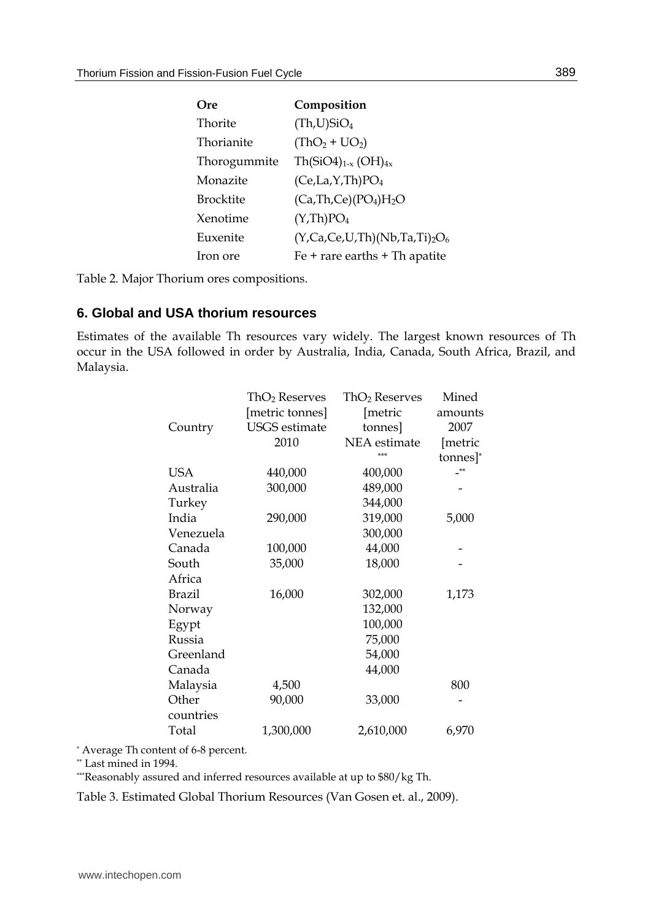| Ore | Composition |
|---|---|
| Thorite | $(Th,U)SiO_4$ |
| Thorianite | $(ThO_2 + UO_2)$ |
| Thorogummite | $Th(SiO4)_{1-x}(OH)_{4x}$ |
| Monazite | $(Ce,La,Y,Th)PO_4$ |
| Brocktite | $(Ca,Th,Ce)(PO_4)H_2O$ |
| Xenotime | $(Y,Th)PO_4$ |
| Euxenite | $(Y,Ca,Ce,U,Th)(Nb,Ta,Ti)_2O_6$ |
| Iron ore | Fe + rare earths + Th apatite |

Table 2. Major Thorium ores compositions.

## 6. Global and USA thorium resources

Estimates of the available Th resources vary widely. The largest known resources of Th occur in the USA followed in order by Australia, India, Canada, South Africa, Brazil, and Malaysia.

| Country | $ThO_2$ Reserves [metric tonnes] USGS estimate 2010 | $ThO_2$ Reserves [metric tonnes] NEA estimate *** | Mined amounts 2007 [metric tonnes]* |
|---|---|---|---|
| USA | 440,000 | 400,000 | -** |
| Australia | 300,000 | 489,000 | - |
| Turkey | | 344,000 | |
| India | 290,000 | 319,000 | 5,000 |
| Venezuela | | 300,000 | |
| Canada | 100,000 | 44,000 | - |
| South Africa | 35,000 | 18,000 | - |
| Brazil | 16,000 | 302,000 | 1,173 |
| Norway | | 132,000 | |
| Egypt | | 100,000 | |
| Russia | | 75,000 | |
| Greenland | | 54,000 | |
| Canada | | 44,000 | |
| Malaysia | 4,500 | | 800 |
| Other countries | 90,000 | 33,000 | - |
| Total | 1,300,000 | 2,610,000 | 6,970 |

* Average Th content of 6-8 percent.

** Last mined in 1994.

***Reasonably assured and inferred resources available at up to $80/kg Th.

Table 3. Estimated Global Thorium Resources (Van Gosen et. al., 2009).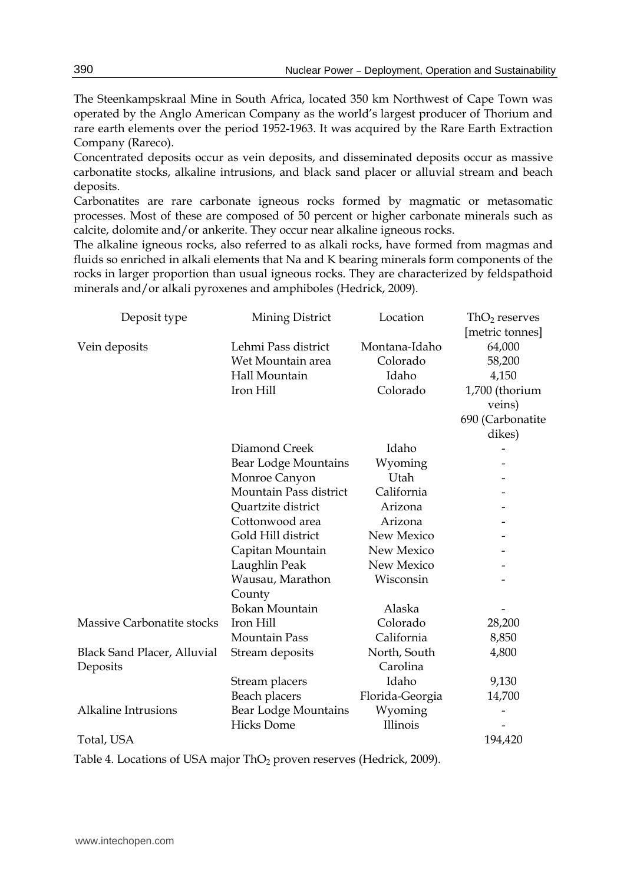The Steenkampskraal Mine in South Africa, located 350 km Northwest of Cape Town was operated by the Anglo American Company as the world's largest producer of Thorium and rare earth elements over the period 1952-1963. It was acquired by the Rare Earth Extraction Company (Rareco).

Concentrated deposits occur as vein deposits, and disseminated deposits occur as massive carbonatite stocks, alkaline intrusions, and black sand placer or alluvial stream and beach deposits.

Carbonatites are rare carbonate igneous rocks formed by magmatic or metasomatic processes. Most of these are composed of 50 percent or higher carbonate minerals such as calcite, dolomite and/or ankerite. They occur near alkaline igneous rocks.

The alkaline igneous rocks, also referred to as alkali rocks, have formed from magmas and fluids so enriched in alkali elements that Na and K bearing minerals form components of the rocks in larger proportion than usual igneous rocks. They are characterized by feldspathoid minerals and/or alkali pyroxenes and amphiboles (Hedrick, 2009).

| Deposit type | Mining District | Location | $ThO_2$ reserves [metric tonnes] |
|---|---|---|---|
| Vein deposits | Lehmi Pass district | Montana-Idaho | 64,000 |
| | Wet Mountain area | Colorado | 58,200 |
| | Hall Mountain | Idaho | 4,150 |
| | Iron Hill | Colorado | 1,700 (thorium veins) 690 (Carbonatite dikes) |
| | Diamond Creek | Idaho | - |
| | Bear Lodge Mountains | Wyoming | - |
| | Monroe Canyon | Utah | - |
| | Mountain Pass district | California | - |
| | Quartzite district | Arizona | - |
| | Cottonwood area | Arizona | - |
| | Gold Hill district | New Mexico | - |
| | Capitan Mountain | New Mexico | - |
| | Laughlin Peak | New Mexico | - |
| | Wausau, Marathon County | Wisconsin | - |
| | Bokan Mountain | Alaska | - |
| Massive Carbonatite stocks | Iron Hill | Colorado | 28,200 |
| | Mountain Pass | California | 8,850 |
| Black Sand Placer, Alluvial Deposits | Stream deposits | North, South Carolina | 4,800 |
| | Stream placers | Idaho | 9,130 |
| | Beach placers | Florida-Georgia | 14,700 |
| Alkaline Intrusions | Bear Lodge Mountains | Wyoming | - |
| | Hicks Dome | Illinois | - |
| Total, USA | | | 194,420 |

Table 4. Locations of USA major $ThO_2$ proven reserves (Hedrick, 2009).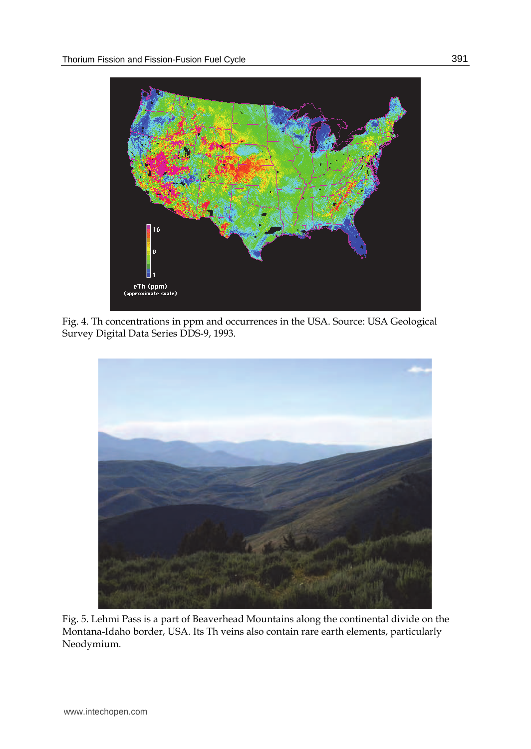Fig. 4. Th concentrations in ppm and occurrences in the USA. Source: USA Geological Survey Digital Data Series DDS-9, 1993.

Fig. 5. Lehmi Pass is a part of Beaverhead Mountains along the continental divide on the Montana-Idaho border, USA. Its Th veins also contain rare earth elements, particularly Neodymium.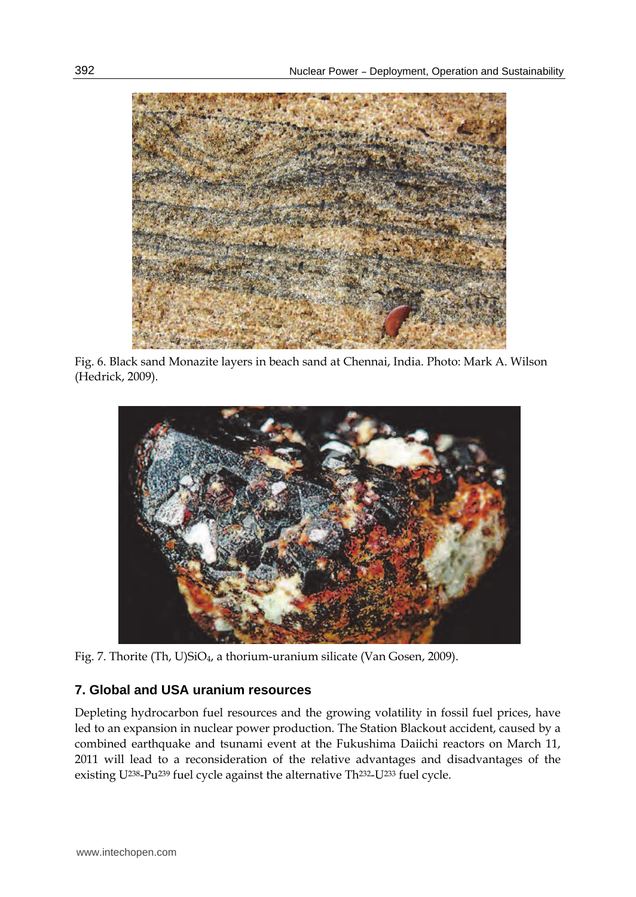Fig. 6. Black sand Monazite layers in beach sand at Chennai, India. Photo: Mark A. Wilson (Hedrick, 2009).

Fig. 7. Thorite (Th, U)$SiO_4$, a thorium-uranium silicate (Van Gosen, 2009).

## 7. Global and USA uranium resources

Depleting hydrocarbon fuel resources and the growing volatility in fossil fuel prices, have led to an expansion in nuclear power production. The Station Blackout accident, caused by a combined earthquake and tsunami event at the Fukushima Daiichi reactors on March 11, 2011 will lead to a reconsideration of the relative advantages and disadvantages of the existing $U^{238}$-$Pu^{239}$ fuel cycle against the alternative $Th^{232}$-$U^{233}$ fuel cycle.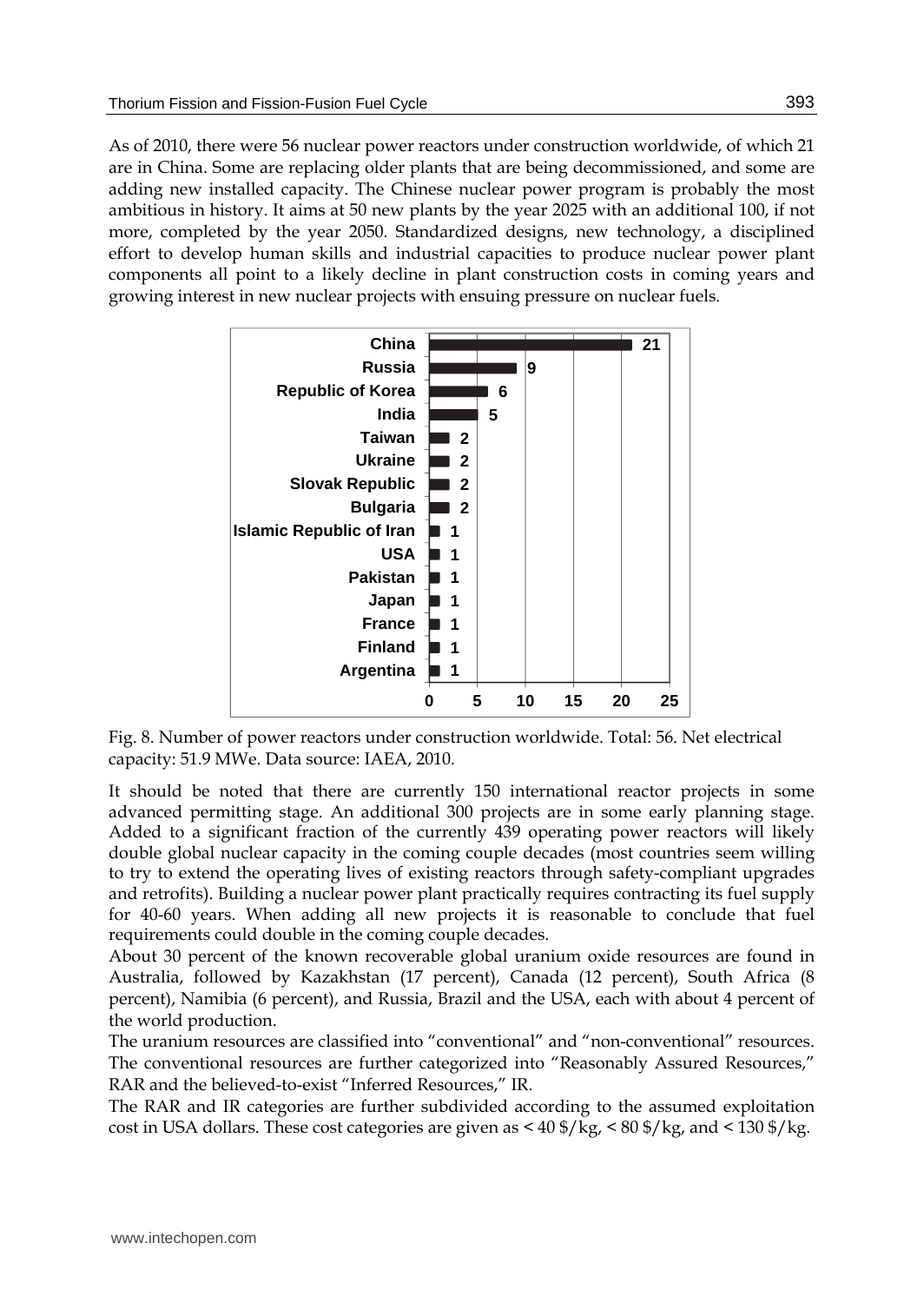As of 2010, there were 56 nuclear power reactors under construction worldwide, of which 21 are in China. Some are replacing older plants that are being decommissioned, and some are adding new installed capacity. The Chinese nuclear power program is probably the most ambitious in history. It aims at 50 new plants by the year 2025 with an additional 100, if not more, completed by the year 2050. Standardized designs, new technology, a disciplined effort to develop human skills and industrial capacities to produce nuclear power plant components all point to a likely decline in plant construction costs in coming years and growing interest in new nuclear projects with ensuing pressure on nuclear fuels.

| Country | Reactors under construction |
|---|---|
| China | 21 |
| Russia | 9 |
| Republic of Korea | 6 |
| India | 5 |
| Taiwan | 2 |
| Ukraine | 2 |
| Slovak Republic | 2 |
| Bulgaria | 2 |
| Islamic Republic of Iran | 1 |
| USA | 1 |
| Pakistan | 1 |
| Japan | 1 |
| France | 1 |
| Finland | 1 |
| Argentina | 1 |

Fig. 8. Number of power reactors under construction worldwide. Total: 56. Net electrical capacity: 51.9 MWe. Data source: IAEA, 2010.

It should be noted that there are currently 150 international reactor projects in some advanced permitting stage. An additional 300 projects are in some early planning stage. Added to a significant fraction of the currently 439 operating power reactors will likely double global nuclear capacity in the coming couple decades (most countries seem willing to try to extend the operating lives of existing reactors through safety-compliant upgrades and retrofits). Building a nuclear power plant practically requires contracting its fuel supply for 40-60 years. When adding all new projects it is reasonable to conclude that fuel requirements could double in the coming couple decades.

About 30 percent of the known recoverable global uranium oxide resources are found in Australia, followed by Kazakhstan (17 percent), Canada (12 percent), South Africa (8 percent), Namibia (6 percent), and Russia, Brazil and the USA, each with about 4 percent of the world production.

The uranium resources are classified into "conventional" and "non-conventional" resources. The conventional resources are further categorized into "Reasonably Assured Resources," RAR and the believed-to-exist "Inferred Resources," IR.

The RAR and IR categories are further subdivided according to the assumed exploitation cost in USA dollars. These cost categories are given as < 40 $/kg, < 80 $/kg, and < 130 $/kg.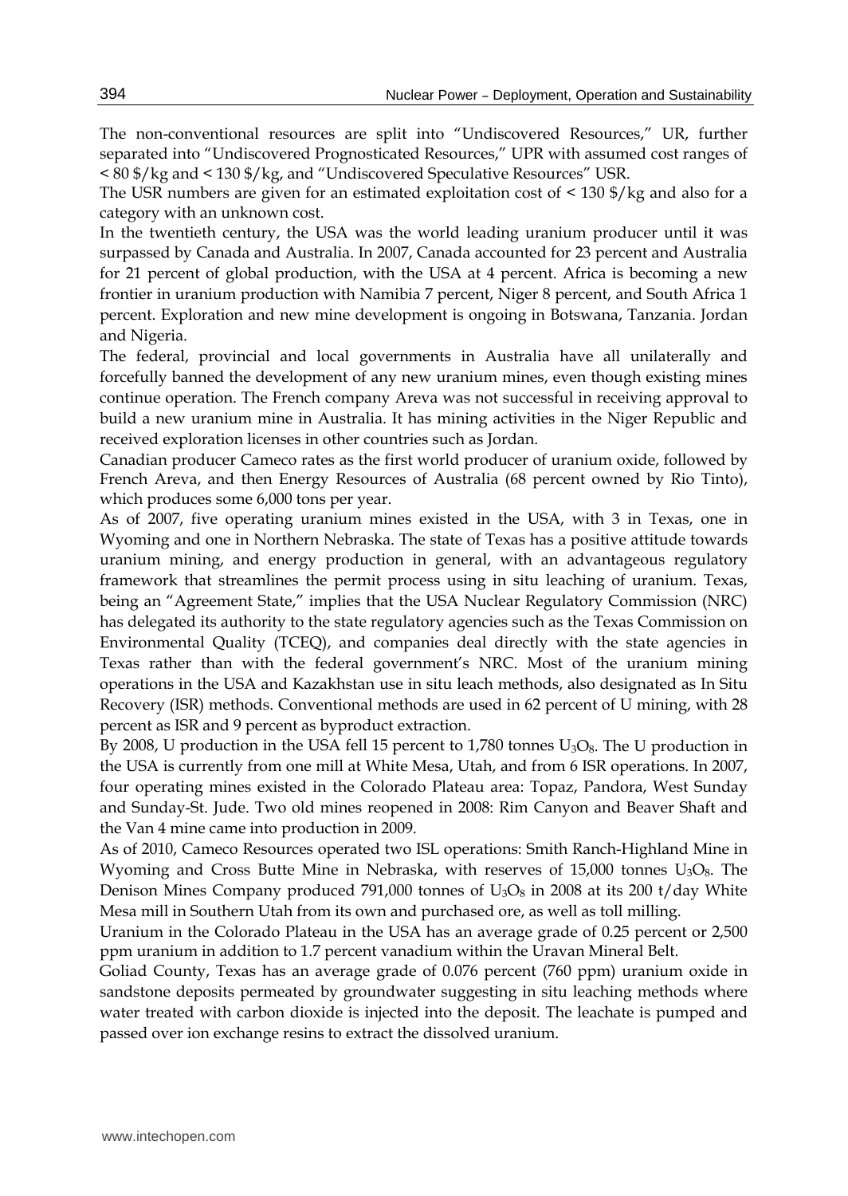The non-conventional resources are split into "Undiscovered Resources," UR, further separated into "Undiscovered Prognosticated Resources," UPR with assumed cost ranges of < 80 $/kg and < 130 $/kg, and "Undiscovered Speculative Resources" USR.

The USR numbers are given for an estimated exploitation cost of < 130 $/kg and also for a category with an unknown cost.

In the twentieth century, the USA was the world leading uranium producer until it was surpassed by Canada and Australia. In 2007, Canada accounted for 23 percent and Australia for 21 percent of global production, with the USA at 4 percent. Africa is becoming a new frontier in uranium production with Namibia 7 percent, Niger 8 percent, and South Africa 1 percent. Exploration and new mine development is ongoing in Botswana, Tanzania. Jordan and Nigeria.

The federal, provincial and local governments in Australia have all unilaterally and forcefully banned the development of any new uranium mines, even though existing mines continue operation. The French company Areva was not successful in receiving approval to build a new uranium mine in Australia. It has mining activities in the Niger Republic and received exploration licenses in other countries such as Jordan.

Canadian producer Cameco rates as the first world producer of uranium oxide, followed by French Areva, and then Energy Resources of Australia (68 percent owned by Rio Tinto), which produces some 6,000 tons per year.

As of 2007, five operating uranium mines existed in the USA, with 3 in Texas, one in Wyoming and one in Northern Nebraska. The state of Texas has a positive attitude towards uranium mining, and energy production in general, with an advantageous regulatory framework that streamlines the permit process using in situ leaching of uranium. Texas, being an "Agreement State," implies that the USA Nuclear Regulatory Commission (NRC) has delegated its authority to the state regulatory agencies such as the Texas Commission on Environmental Quality (TCEQ), and companies deal directly with the state agencies in Texas rather than with the federal government's NRC. Most of the uranium mining operations in the USA and Kazakhstan use in situ leach methods, also designated as In Situ Recovery (ISR) methods. Conventional methods are used in 62 percent of U mining, with 28 percent as ISR and 9 percent as byproduct extraction.

By 2008, U production in the USA fell 15 percent to 1,780 tonnes $U_3O_8$. The U production in the USA is currently from one mill at White Mesa, Utah, and from 6 ISR operations. In 2007, four operating mines existed in the Colorado Plateau area: Topaz, Pandora, West Sunday and Sunday-St. Jude. Two old mines reopened in 2008: Rim Canyon and Beaver Shaft and the Van 4 mine came into production in 2009.

As of 2010, Cameco Resources operated two ISL operations: Smith Ranch-Highland Mine in Wyoming and Cross Butte Mine in Nebraska, with reserves of 15,000 tonnes $U_3O_8$. The Denison Mines Company produced 791,000 tonnes of $U_3O_8$ in 2008 at its 200 t/day White Mesa mill in Southern Utah from its own and purchased ore, as well as toll milling.

Uranium in the Colorado Plateau in the USA has an average grade of 0.25 percent or 2,500 ppm uranium in addition to 1.7 percent vanadium within the Uravan Mineral Belt.

Goliad County, Texas has an average grade of 0.076 percent (760 ppm) uranium oxide in sandstone deposits permeated by groundwater suggesting in situ leaching methods where water treated with carbon dioxide is injected into the deposit. The leachate is pumped and passed over ion exchange resins to extract the dissolved uranium.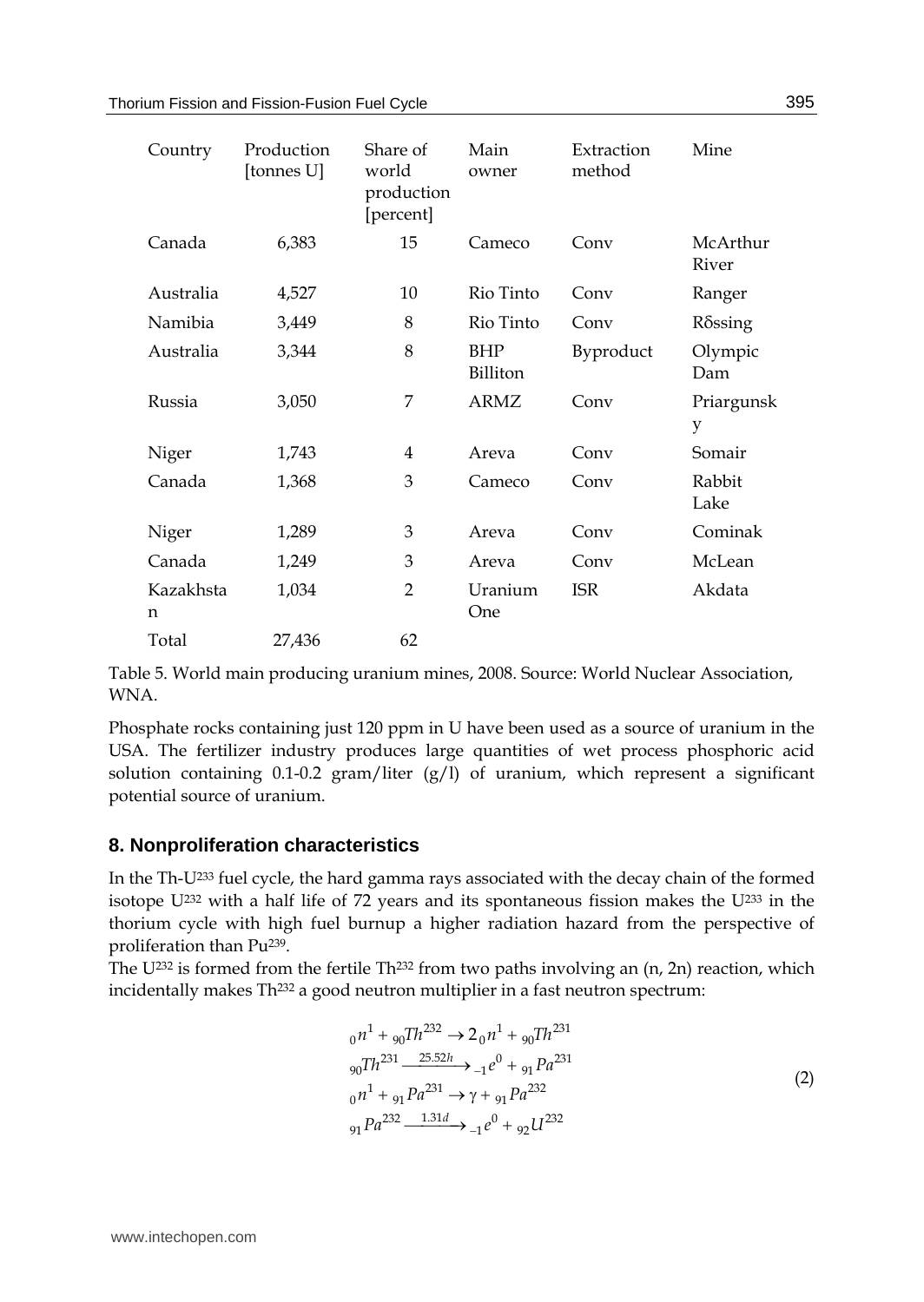| Country | Production [tonnes U] | Share of world production [percent] | Main owner | Extraction method | Mine |
|---|---|---|---|---|---|
| Canada | 6,383 | 15 | Cameco | Conv | McArthur River |
| Australia | 4,527 | 10 | Rio Tinto | Conv | Ranger |
| Namibia | 3,449 | 8 | Rio Tinto | Conv | Rδssing |
| Australia | 3,344 | 8 | BHP Billiton | Byproduct | Olympic Dam |
| Russia | 3,050 | 7 | ARMZ | Conv | Priargunsky |
| Niger | 1,743 | 4 | Areva | Conv | Somair |
| Canada | 1,368 | 3 | Cameco | Conv | Rabbit Lake |
| Niger | 1,289 | 3 | Areva | Conv | Cominak |
| Canada | 1,249 | 3 | Areva | Conv | McLean |
| Kazakhstan | 1,034 | 2 | Uranium One | ISR | Akdata |
| Total | 27,436 | 62 | | | |

Table 5. World main producing uranium mines, 2008. Source: World Nuclear Association, WNA.

Phosphate rocks containing just 120 ppm in U have been used as a source of uranium in the USA. The fertilizer industry produces large quantities of wet process phosphoric acid solution containing 0.1-0.2 gram/liter (g/l) of uranium, which represent a significant potential source of uranium.

## 8. Nonproliferation characteristics

In the Th-$U^{233}$ fuel cycle, the hard gamma rays associated with the decay chain of the formed isotope $U^{232}$ with a half life of 72 years and its spontaneous fission makes the $U^{233}$ in the thorium cycle with high fuel burnup a higher radiation hazard from the perspective of proliferation than $Pu^{239}$.

The $U^{232}$ is formed from the fertile $Th^{232}$ from two paths involving an (n, 2n) reaction, which incidentally makes $Th^{232}$ a good neutron multiplier in a fast neutron spectrum:

$$
\begin{aligned}
&{}_{0}n^{1} + {}_{90}Th^{232} \rightarrow 2\,{}_{0}n^{1} + {}_{90}Th^{231} \\
&{}_{90}Th^{231} \xrightarrow{25.52h} {}_{-1}e^{0} + {}_{91}Pa^{231} \\
&{}_{0}n^{1} + {}_{91}Pa^{231} \rightarrow \gamma + {}_{91}Pa^{232} \\
&{}_{91}Pa^{232} \xrightarrow{1.31d} {}_{-1}e^{0} + {}_{92}U^{232}
\end{aligned} \tag{2}
$$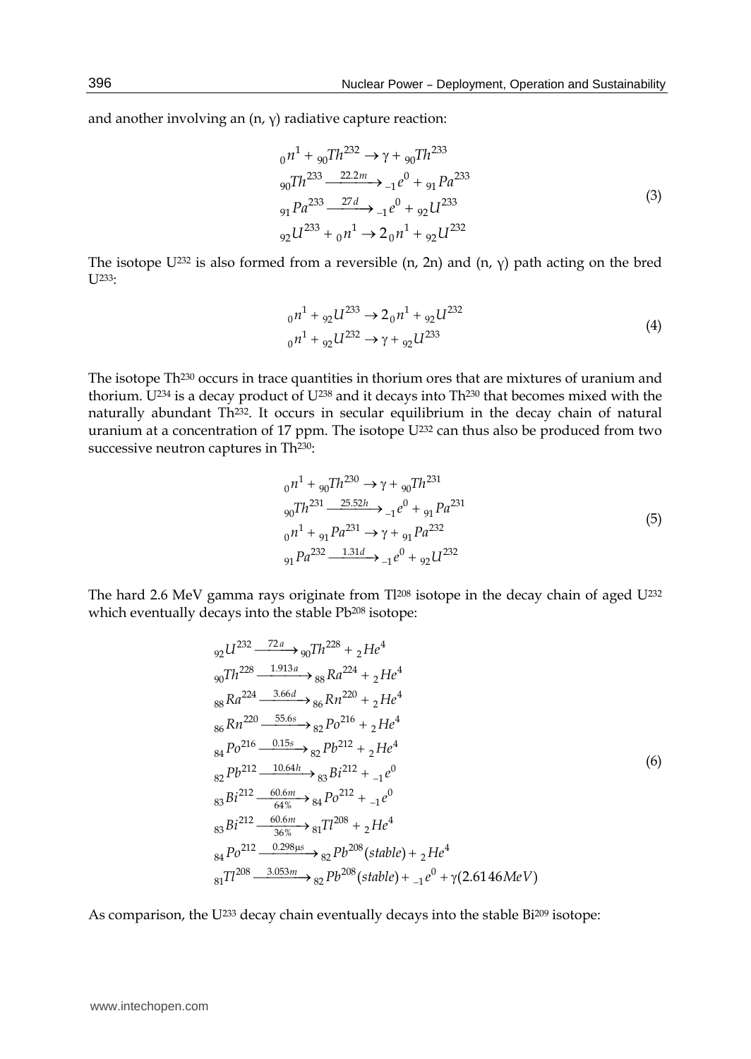and another involving an (n, γ) radiative capture reaction:

$$
\begin{aligned}
&{}_0n^1 + {}_{90}Th^{232} \rightarrow \gamma + {}_{90}Th^{233} \\
&{}_{90}Th^{233} \xrightarrow{22.2m} {}_{-1}e^0 + {}_{91}Pa^{233} \\
&{}_{91}Pa^{233} \xrightarrow{27d} {}_{-1}e^0 + {}_{92}U^{233} \\
&{}_{92}U^{233} + {}_0n^1 \rightarrow 2\,{}_0n^1 + {}_{92}U^{232}
\end{aligned}
\tag{3}
$$

The isotope $U^{232}$ is also formed from a reversible (n, 2n) and (n, γ) path acting on the bred $U^{233}$:

$$
\begin{aligned}
&{}_0n^1 + {}_{92}U^{233} \rightarrow 2\,{}_0n^1 + {}_{92}U^{232} \\
&{}_0n^1 + {}_{92}U^{232} \rightarrow \gamma + {}_{92}U^{233}
\end{aligned}
\tag{4}
$$

The isotope $Th^{230}$ occurs in trace quantities in thorium ores that are mixtures of uranium and thorium. $U^{234}$ is a decay product of $U^{238}$ and it decays into $Th^{230}$ that becomes mixed with the naturally abundant $Th^{232}$. It occurs in secular equilibrium in the decay chain of natural uranium at a concentration of 17 ppm. The isotope $U^{232}$ can thus also be produced from two successive neutron captures in $Th^{230}$:

$$
\begin{aligned}
&{}_0n^1 + {}_{90}Th^{230} \rightarrow \gamma + {}_{90}Th^{231} \\
&{}_{90}Th^{231} \xrightarrow{25.52h} {}_{-1}e^0 + {}_{91}Pa^{231} \\
&{}_0n^1 + {}_{91}Pa^{231} \rightarrow \gamma + {}_{91}Pa^{232} \\
&{}_{91}Pa^{232} \xrightarrow{1.31d} {}_{-1}e^0 + {}_{92}U^{232}
\end{aligned}
\tag{5}
$$

The hard 2.6 MeV gamma rays originate from $Tl^{208}$ isotope in the decay chain of aged $U^{232}$ which eventually decays into the stable $Pb^{208}$ isotope:

$$
\begin{aligned}
&{}_{92}U^{232} \xrightarrow{72a} {}_{90}Th^{228} + {}_2He^4 \\
&{}_{90}Th^{228} \xrightarrow{1.913a} {}_{88}Ra^{224} + {}_2He^4 \\
&{}_{88}Ra^{224} \xrightarrow{3.66d} {}_{86}Rn^{220} + {}_2He^4 \\
&{}_{86}Rn^{220} \xrightarrow{55.6s} {}_{82}Po^{216} + {}_2He^4 \\
&{}_{84}Po^{216} \xrightarrow{0.15s} {}_{82}Pb^{212} + {}_2He^4 \\
&{}_{82}Pb^{212} \xrightarrow{10.64h} {}_{83}Bi^{212} + {}_{-1}e^0 \\
&{}_{83}Bi^{212} \xrightarrow[64\%]{60.6m} {}_{84}Po^{212} + {}_{-1}e^0 \\
&{}_{83}Bi^{212} \xrightarrow[36\%]{60.6m} {}_{81}Tl^{208} + {}_2He^4 \\
&{}_{84}Po^{212} \xrightarrow{0.298\mu s} {}_{82}Pb^{208}(stable) + {}_2He^4 \\
&{}_{81}Tl^{208} \xrightarrow{3.053m} {}_{82}Pb^{208}(stable) + {}_{-1}e^0 + \gamma(2.6146MeV)
\end{aligned}
\tag{6}
$$

As comparison, the $U^{233}$ decay chain eventually decays into the stable $Bi^{209}$ isotope: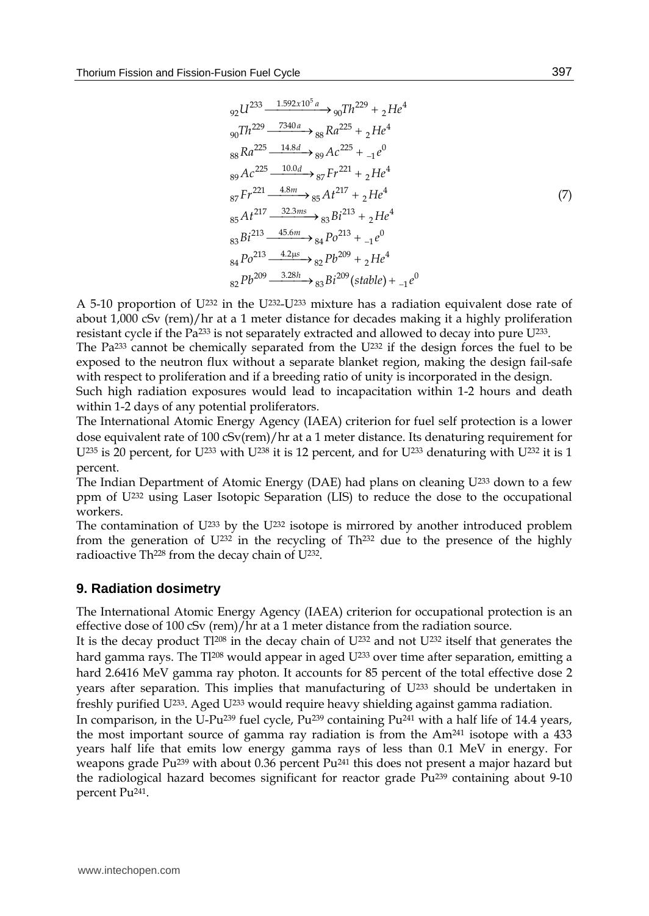$$
\begin{aligned}
&{}_{92}U^{233} \xrightarrow{1.592x10^5\,a} {}_{90}Th^{229} + {}_{2}He^4 \\
&{}_{90}Th^{229} \xrightarrow{7340\,a} {}_{88}Ra^{225} + {}_{2}He^4 \\
&{}_{88}Ra^{225} \xrightarrow{14.8d} {}_{89}Ac^{225} + {}_{-1}e^0 \\
&{}_{89}Ac^{225} \xrightarrow{10.0d} {}_{87}Fr^{221} + {}_{2}He^4 \\
&{}_{87}Fr^{221} \xrightarrow{4.8m} {}_{85}At^{217} + {}_{2}He^4 \\
&{}_{85}At^{217} \xrightarrow{32.3ms} {}_{83}Bi^{213} + {}_{2}He^4 \\
&{}_{83}Bi^{213} \xrightarrow{45.6m} {}_{84}Po^{213} + {}_{-1}e^0 \\
&{}_{84}Po^{213} \xrightarrow{4.2\mu s} {}_{82}Pb^{209} + {}_{2}He^4 \\
&{}_{82}Pb^{209} \xrightarrow{3.28h} {}_{83}Bi^{209}(stable) + {}_{-1}e^0
\end{aligned}
\tag{7}
$$

A 5-10 proportion of $U^{232}$ in the $U^{232}$-$U^{233}$ mixture has a radiation equivalent dose rate of about 1,000 cSv (rem)/hr at a 1 meter distance for decades making it a highly proliferation resistant cycle if the $Pa^{233}$ is not separately extracted and allowed to decay into pure $U^{233}$.

The $Pa^{233}$ cannot be chemically separated from the $U^{232}$ if the design forces the fuel to be exposed to the neutron flux without a separate blanket region, making the design fail-safe with respect to proliferation and if a breeding ratio of unity is incorporated in the design.

Such high radiation exposures would lead to incapacitation within 1-2 hours and death within 1-2 days of any potential proliferators.

The International Atomic Energy Agency (IAEA) criterion for fuel self protection is a lower dose equivalent rate of 100 cSv(rem)/hr at a 1 meter distance. Its denaturing requirement for $U^{235}$ is 20 percent, for $U^{233}$ with $U^{238}$ it is 12 percent, and for $U^{233}$ denaturing with $U^{232}$ it is 1 percent.

The Indian Department of Atomic Energy (DAE) had plans on cleaning $U^{233}$ down to a few ppm of $U^{232}$ using Laser Isotopic Separation (LIS) to reduce the dose to the occupational workers.

The contamination of $U^{233}$ by the $U^{232}$ isotope is mirrored by another introduced problem from the generation of $U^{232}$ in the recycling of $Th^{232}$ due to the presence of the highly radioactive $Th^{228}$ from the decay chain of $U^{232}$.

## 9. Radiation dosimetry

The International Atomic Energy Agency (IAEA) criterion for occupational protection is an effective dose of 100 cSv (rem)/hr at a 1 meter distance from the radiation source.

It is the decay product $Tl^{208}$ in the decay chain of $U^{232}$ and not $U^{232}$ itself that generates the hard gamma rays. The $Tl^{208}$ would appear in aged $U^{233}$ over time after separation, emitting a hard 2.6416 MeV gamma ray photon. It accounts for 85 percent of the total effective dose 2 years after separation. This implies that manufacturing of $U^{233}$ should be undertaken in freshly purified $U^{233}$. Aged $U^{233}$ would require heavy shielding against gamma radiation.

In comparison, in the U-$Pu^{239}$ fuel cycle, $Pu^{239}$ containing $Pu^{241}$ with a half life of 14.4 years, the most important source of gamma ray radiation is from the $Am^{241}$ isotope with a 433 years half life that emits low energy gamma rays of less than 0.1 MeV in energy. For weapons grade $Pu^{239}$ with about 0.36 percent $Pu^{241}$ this does not present a major hazard but the radiological hazard becomes significant for reactor grade $Pu^{239}$ containing about 9-10 percent $Pu^{241}$.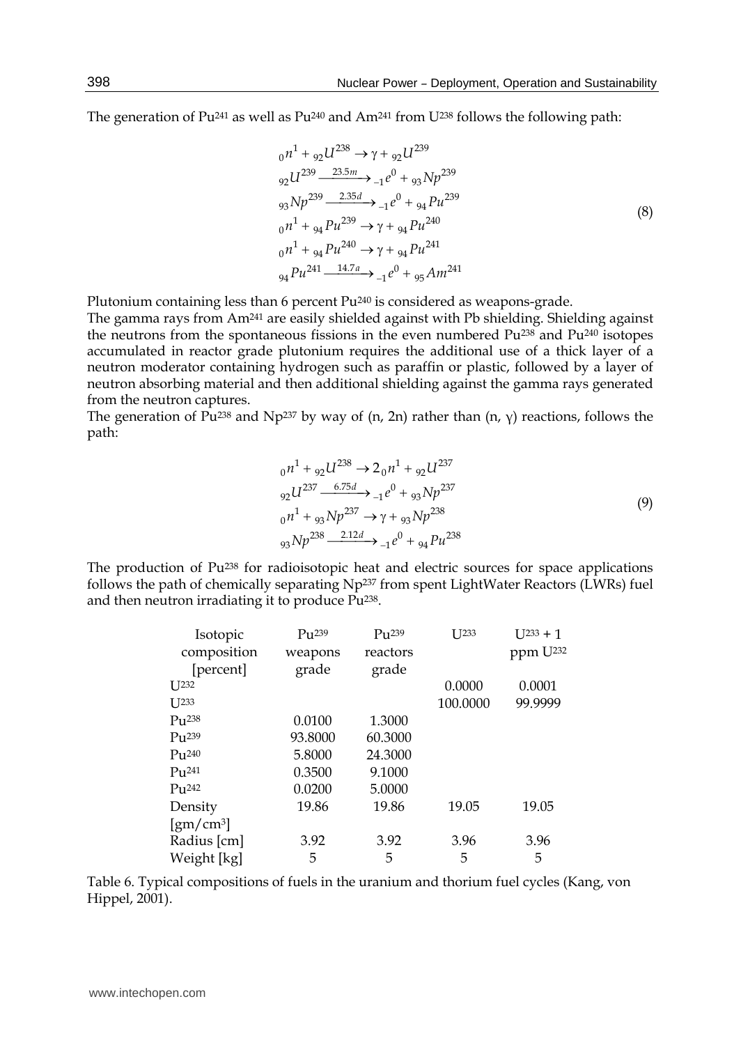The generation of $Pu^{241}$ as well as $Pu^{240}$ and $Am^{241}$ from $U^{238}$ follows the following path:

$$
\begin{aligned}
&{}_0n^1 + {}_{92}U^{238} \rightarrow \gamma + {}_{92}U^{239} \\
&{}_{92}U^{239} \xrightarrow{23.5m} {}_{-1}e^0 + {}_{93}Np^{239} \\
&{}_{93}Np^{239} \xrightarrow{2.35d} {}_{-1}e^0 + {}_{94}Pu^{239} \\
&{}_0n^1 + {}_{94}Pu^{239} \rightarrow \gamma + {}_{94}Pu^{240} \\
&{}_0n^1 + {}_{94}Pu^{240} \rightarrow \gamma + {}_{94}Pu^{241} \\
&{}_{94}Pu^{241} \xrightarrow{14.7a} {}_{-1}e^0 + {}_{95}Am^{241}
\end{aligned}
\tag{8}
$$

Plutonium containing less than 6 percent $Pu^{240}$ is considered as weapons-grade.

The gamma rays from $Am^{241}$ are easily shielded against with Pb shielding. Shielding against the neutrons from the spontaneous fissions in the even numbered $Pu^{238}$ and $Pu^{240}$ isotopes accumulated in reactor grade plutonium requires the additional use of a thick layer of a neutron moderator containing hydrogen such as paraffin or plastic, followed by a layer of neutron absorbing material and then additional shielding against the gamma rays generated from the neutron captures.

The generation of $Pu^{238}$ and $Np^{237}$ by way of (n, 2n) rather than (n, γ) reactions, follows the path:

$$
\begin{aligned}
&{}_0n^1 + {}_{92}U^{238} \rightarrow 2\,{}_0n^1 + {}_{92}U^{237} \\
&{}_{92}U^{237} \xrightarrow{6.75d} {}_{-1}e^0 + {}_{93}Np^{237} \\
&{}_0n^1 + {}_{93}Np^{237} \rightarrow \gamma + {}_{93}Np^{238} \\
&{}_{93}Np^{238} \xrightarrow{2.12d} {}_{-1}e^0 + {}_{94}Pu^{238}
\end{aligned}
\tag{9}
$$

The production of $Pu^{238}$ for radioisotopic heat and electric sources for space applications follows the path of chemically separating $Np^{237}$ from spent LightWater Reactors (LWRs) fuel and then neutron irradiating it to produce $Pu^{238}$.

| Isotopic composition [percent] | $Pu^{239}$ weapons grade | $Pu^{239}$ reactors grade | $U^{233}$ | $U^{233}$ + 1 ppm $U^{232}$ |
|---|---|---|---|---|
| $U^{232}$ | | | 0.0000 | 0.0001 |
| $U^{233}$ | | | 100.0000 | 99.9999 |
| $Pu^{238}$ | 0.0100 | 1.3000 | | |
| $Pu^{239}$ | 93.8000 | 60.3000 | | |
| $Pu^{240}$ | 5.8000 | 24.3000 | | |
| $Pu^{241}$ | 0.3500 | 9.1000 | | |
| $Pu^{242}$ | 0.0200 | 5.0000 | | |
| Density [gm/cm$^3$] | 19.86 | 19.86 | 19.05 | 19.05 |
| Radius [cm] | 3.92 | 3.92 | 3.96 | 3.96 |
| Weight [kg] | 5 | 5 | 5 | 5 |

Table 6. Typical compositions of fuels in the uranium and thorium fuel cycles (Kang, von Hippel, 2001).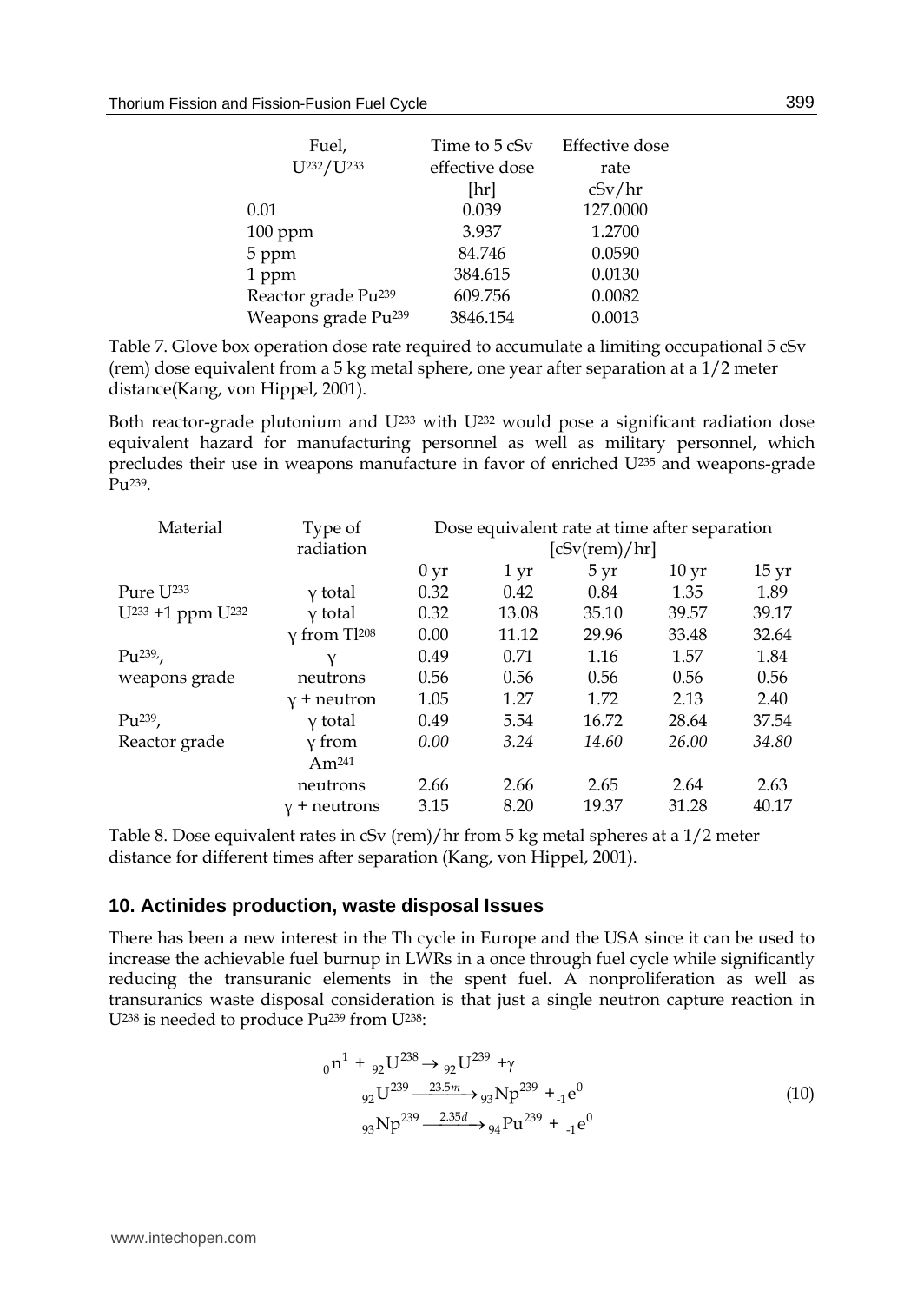| Fuel, $U^{232}/U^{233}$ | Time to 5 cSv effective dose [hr] | Effective dose rate cSv/hr |
|---|---|---|
| 0.01 | 0.039 | 127.0000 |
| 100 ppm | 3.937 | 1.2700 |
| 5 ppm | 84.746 | 0.0590 |
| 1 ppm | 384.615 | 0.0130 |
| Reactor grade $Pu^{239}$ | 609.756 | 0.0082 |
| Weapons grade $Pu^{239}$ | 3846.154 | 0.0013 |

Table 7. Glove box operation dose rate required to accumulate a limiting occupational 5 cSv (rem) dose equivalent from a 5 kg metal sphere, one year after separation at a 1/2 meter distance(Kang, von Hippel, 2001).

Both reactor-grade plutonium and $U^{233}$ with $U^{232}$ would pose a significant radiation dose equivalent hazard for manufacturing personnel as well as military personnel, which precludes their use in weapons manufacture in favor of enriched $U^{235}$ and weapons-grade $Pu^{239}$.

| Material | Type of radiation | Dose equivalent rate at time after separation [cSv(rem)/hr] | | | | |
|---|---|---|---|---|---|---|
| | | 0 yr | 1 yr | 5 yr | 10 yr | 15 yr |
| Pure $U^{233}$ | $\gamma$ total | 0.32 | 0.42 | 0.84 | 1.35 | 1.89 |
| $U^{233}$ +1 ppm $U^{232}$ | $\gamma$ total | 0.32 | 13.08 | 35.10 | 39.57 | 39.17 |
| | $\gamma$ from $Tl^{208}$ | 0.00 | 11.12 | 29.96 | 33.48 | 32.64 |
| $Pu^{239}$, | $\gamma$ | 0.49 | 0.71 | 1.16 | 1.57 | 1.84 |
| weapons grade | neutrons | 0.56 | 0.56 | 0.56 | 0.56 | 0.56 |
| | $\gamma$ + neutron | 1.05 | 1.27 | 1.72 | 2.13 | 2.40 |
| $Pu^{239}$, | $\gamma$ total | 0.49 | 5.54 | 16.72 | 28.64 | 37.54 |
| Reactor grade | $\gamma$ from $Am^{241}$ | *0.00* | *3.24* | *14.60* | *26.00* | *34.80* |
| | neutrons | 2.66 | 2.66 | 2.65 | 2.64 | 2.63 |
| | $\gamma$ + neutrons | 3.15 | 8.20 | 19.37 | 31.28 | 40.17 |

Table 8. Dose equivalent rates in cSv (rem)/hr from 5 kg metal spheres at a 1/2 meter distance for different times after separation (Kang, von Hippel, 2001).

## 10. Actinides production, waste disposal Issues

There has been a new interest in the Th cycle in Europe and the USA since it can be used to increase the achievable fuel burnup in LWRs in a once through fuel cycle while significantly reducing the transuranic elements in the spent fuel. A nonproliferation as well as transuranics waste disposal consideration is that just a single neutron capture reaction in $U^{238}$ is needed to produce $Pu^{239}$ from $U^{238}$:

$$
\begin{aligned}
&{}_0n^1 + {}_{92}U^{238} \rightarrow {}_{92}U^{239} + \gamma \\
&{}_{92}U^{239} \xrightarrow{23.5m} {}_{93}Np^{239} + {}_{-1}e^0 \\
&{}_{93}Np^{239} \xrightarrow{2.35d} {}_{94}Pu^{239} + {}_{-1}e^0
\end{aligned}
\tag{10}
$$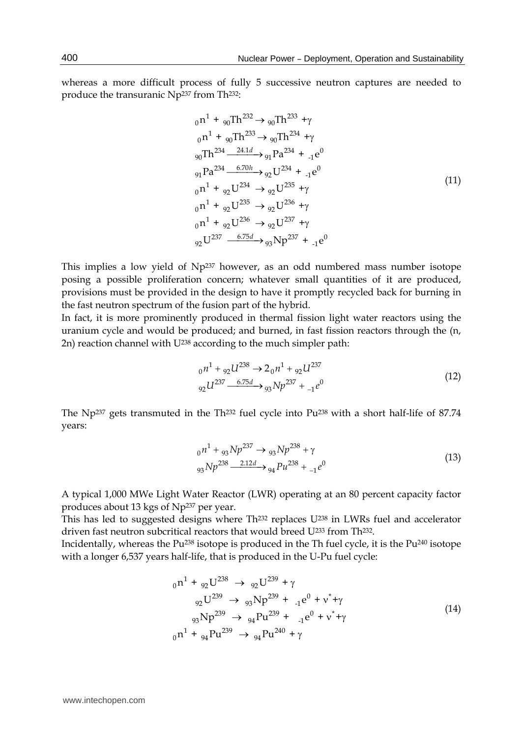whereas a more difficult process of fully 5 successive neutron captures are needed to produce the transuranic $Np^{237}$ from $Th^{232}$:

$$
\begin{aligned}
&{}_0n^1 + {}_{90}Th^{232} \rightarrow {}_{90}Th^{233} + \gamma \\
&{}_0n^1 + {}_{90}Th^{233} \rightarrow {}_{90}Th^{234} + \gamma \\
&{}_{90}Th^{234} \xrightarrow{24.1d} {}_{91}Pa^{234} + {}_{-1}e^0 \\
&{}_{91}Pa^{234} \xrightarrow{6.70h} {}_{92}U^{234} + {}_{-1}e^0 \\
&{}_0n^1 + {}_{92}U^{234} \rightarrow {}_{92}U^{235} + \gamma \\
&{}_0n^1 + {}_{92}U^{235} \rightarrow {}_{92}U^{236} + \gamma \\
&{}_0n^1 + {}_{92}U^{236} \rightarrow {}_{92}U^{237} + \gamma \\
&{}_{92}U^{237} \xrightarrow{6.75d} {}_{93}Np^{237} + {}_{-1}e^0
\end{aligned}
\tag{11}
$$

This implies a low yield of $Np^{237}$ however, as an odd numbered mass number isotope posing a possible proliferation concern; whatever small quantities of it are produced, provisions must be provided in the design to have it promptly recycled back for burning in the fast neutron spectrum of the fusion part of the hybrid.

In fact, it is more prominently produced in thermal fission light water reactors using the uranium cycle and would be produced; and burned, in fast fission reactors through the (n, 2n) reaction channel with $U^{238}$ according to the much simpler path:

$$
\begin{aligned}
&{}_0n^1 + {}_{92}U^{238} \rightarrow 2\,{}_0n^1 + {}_{92}U^{237} \\
&{}_{92}U^{237} \xrightarrow{6.75d} {}_{93}Np^{237} + {}_{-1}e^0
\end{aligned}
\tag{12}
$$

The $Np^{237}$ gets transmuted in the $Th^{232}$ fuel cycle into $Pu^{238}$ with a short half-life of 87.74 years:

$$
\begin{aligned}
&{}_0n^1 + {}_{93}Np^{237} \rightarrow {}_{93}Np^{238} + \gamma \\
&{}_{93}Np^{238} \xrightarrow{2.12d} {}_{94}Pu^{238} + {}_{-1}e^0
\end{aligned}
\tag{13}
$$

A typical 1,000 MWe Light Water Reactor (LWR) operating at an 80 percent capacity factor produces about 13 kgs of $Np^{237}$ per year.

This has led to suggested designs where $Th^{232}$ replaces $U^{238}$ in LWRs fuel and accelerator driven fast neutron subcritical reactors that would breed $U^{233}$ from $Th^{232}$.

Incidentally, whereas the $Pu^{238}$ isotope is produced in the Th fuel cycle, it is the $Pu^{240}$ isotope with a longer 6,537 years half-life, that is produced in the U-Pu fuel cycle:

$$
\begin{aligned}
&{}_0n^1 + {}_{92}U^{238} \rightarrow {}_{92}U^{239} + \gamma \\
&{}_{92}U^{239} \rightarrow {}_{93}Np^{239} + {}_{-1}e^0 + \nu^* + \gamma \\
&{}_{93}Np^{239} \rightarrow {}_{94}Pu^{239} + {}_{-1}e^0 + \nu^* + \gamma \\
&{}_0n^1 + {}_{94}Pu^{239} \rightarrow {}_{94}Pu^{240} + \gamma
\end{aligned}
\tag{14}
$$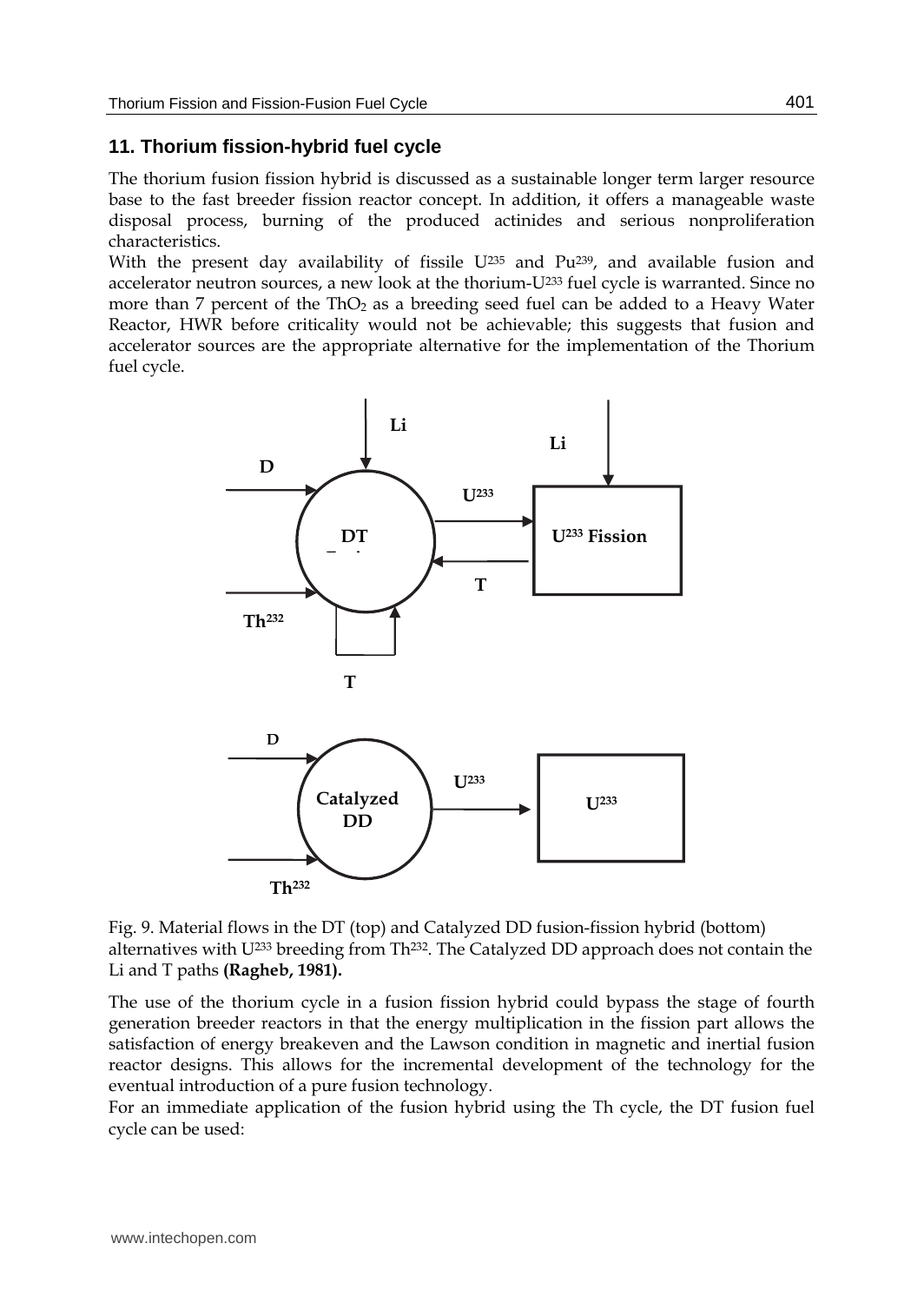## 11. Thorium fission-hybrid fuel cycle

The thorium fusion fission hybrid is discussed as a sustainable longer term larger resource base to the fast breeder fission reactor concept. In addition, it offers a manageable waste disposal process, burning of the produced actinides and serious nonproliferation characteristics.

With the present day availability of fissile $U^{235}$ and $Pu^{239}$, and available fusion and accelerator neutron sources, a new look at the thorium-$U^{233}$ fuel cycle is warranted. Since no more than 7 percent of the $ThO_2$ as a breeding seed fuel can be added to a Heavy Water Reactor, HWR before criticality would not be achievable; this suggests that fusion and accelerator sources are the appropriate alternative for the implementation of the Thorium fuel cycle.

Fig. 9. Material flows in the DT (top) and Catalyzed DD fusion-fission hybrid (bottom) alternatives with $U^{233}$ breeding from $Th^{232}$. The Catalyzed DD approach does not contain the Li and T paths **(Ragheb, 1981).**

The use of the thorium cycle in a fusion fission hybrid could bypass the stage of fourth generation breeder reactors in that the energy multiplication in the fission part allows the satisfaction of energy breakeven and the Lawson condition in magnetic and inertial fusion reactor designs. This allows for the incremental development of the technology for the eventual introduction of a pure fusion technology.

For an immediate application of the fusion hybrid using the Th cycle, the DT fusion fuel cycle can be used: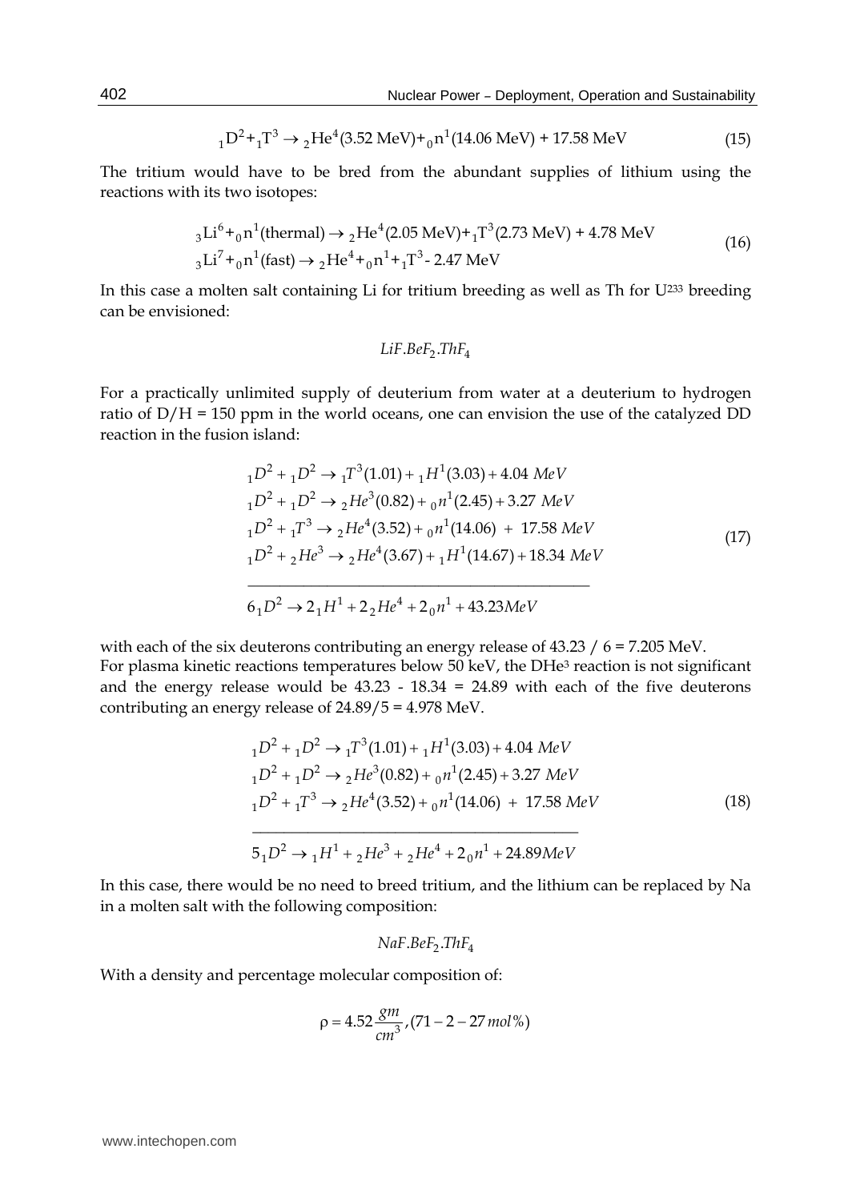$$ {}_1D^2 + {}_1T^3 \rightarrow {}_2He^4(3.52 \text{ MeV}) + {}_0n^1(14.06 \text{ MeV}) + 17.58 \text{ MeV} \tag{15} $$

The tritium would have to be bred from the abundant supplies of lithium using the reactions with its two isotopes:

$$ \begin{aligned} &{}_3Li^6 + {}_0n^1(\text{thermal}) \rightarrow {}_2He^4(2.05 \text{ MeV}) + {}_1T^3(2.73 \text{ MeV}) + 4.78 \text{ MeV} \\ &{}_3Li^7 + {}_0n^1(\text{fast}) \rightarrow {}_2He^4 + {}_0n^1 + {}_1T^3 - 2.47 \text{ MeV} \end{aligned} \tag{16} $$

In this case a molten salt containing Li for tritium breeding as well as Th for $U^{233}$ breeding can be envisioned:

$$ LiF.BeF_2.ThF_4 $$

For a practically unlimited supply of deuterium from water at a deuterium to hydrogen ratio of D/H = 150 ppm in the world oceans, one can envision the use of the catalyzed DD reaction in the fusion island:

$$ \begin{aligned} &{}_1D^2 + {}_1D^2 \rightarrow {}_1T^3(1.01) + {}_1H^1(3.03) + 4.04 \; MeV \\ &{}_1D^2 + {}_1D^2 \rightarrow {}_2He^3(0.82) + {}_0n^1(2.45) + 3.27 \; MeV \\ &{}_1D^2 + {}_1T^3 \rightarrow {}_2He^4(3.52) + {}_0n^1(14.06) \; + \; 17.58 \; MeV \\ &{}_1D^2 + {}_2He^3 \rightarrow {}_2He^4(3.67) + {}_1H^1(14.67) + 18.34 \; MeV \\ &\overline{\hspace{20em}} \\ &6 \, {}_1D^2 \rightarrow 2 \, {}_1H^1 + 2 \, {}_2He^4 + 2 \, {}_0n^1 + 43.23 MeV \end{aligned} \tag{17} $$

with each of the six deuterons contributing an energy release of 43.23 / 6 = 7.205 MeV.
For plasma kinetic reactions temperatures below 50 keV, the $DHe^3$ reaction is not significant and the energy release would be 43.23 - 18.34 = 24.89 with each of the five deuterons contributing an energy release of 24.89/5 = 4.978 MeV.

$$ \begin{aligned} &{}_1D^2 + {}_1D^2 \rightarrow {}_1T^3(1.01) + {}_1H^1(3.03) + 4.04 \; MeV \\ &{}_1D^2 + {}_1D^2 \rightarrow {}_2He^3(0.82) + {}_0n^1(2.45) + 3.27 \; MeV \\ &{}_1D^2 + {}_1T^3 \rightarrow {}_2He^4(3.52) + {}_0n^1(14.06) \; + \; 17.58 \; MeV \\ &\overline{\hspace{20em}} \\ &5 \, {}_1D^2 \rightarrow {}_1H^1 + {}_2He^3 + {}_2He^4 + 2 \, {}_0n^1 + 24.89 MeV \end{aligned} \tag{18} $$

In this case, there would be no need to breed tritium, and the lithium can be replaced by Na in a molten salt with the following composition:

$$ NaF.BeF_2.ThF_4 $$

With a density and percentage molecular composition of:

$$ \rho = 4.52 \frac{gm}{cm^3}, (71 - 2 - 27 \, mol\%) $$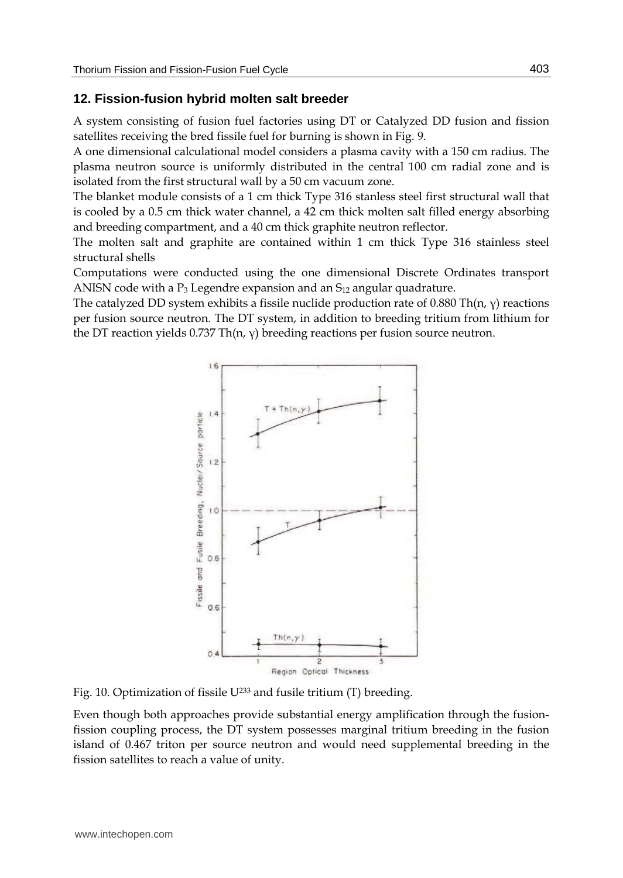## 12. Fission-fusion hybrid molten salt breeder

A system consisting of fusion fuel factories using DT or Catalyzed DD fusion and fission satellites receiving the bred fissile fuel for burning is shown in Fig. 9.

A one dimensional calculational model considers a plasma cavity with a 150 cm radius. The plasma neutron source is uniformly distributed in the central 100 cm radial zone and is isolated from the first structural wall by a 50 cm vacuum zone.

The blanket module consists of a 1 cm thick Type 316 stanless steel first structural wall that is cooled by a 0.5 cm thick water channel, a 42 cm thick molten salt filled energy absorbing and breeding compartment, and a 40 cm thick graphite neutron reflector.

The molten salt and graphite are contained within 1 cm thick Type 316 stainless steel structural shells

Computations were conducted using the one dimensional Discrete Ordinates transport ANISN code with a $P_3$ Legendre expansion and an $S_{12}$ angular quadrature.

The catalyzed DD system exhibits a fissile nuclide production rate of 0.880 Th(n, γ) reactions per fusion source neutron. The DT system, in addition to breeding tritium from lithium for the DT reaction yields 0.737 Th(n, γ) breeding reactions per fusion source neutron.

Fig. 10. Optimization of fissile $U^{233}$ and fusile tritium (T) breeding.

Even though both approaches provide substantial energy amplification through the fusion-fission coupling process, the DT system possesses marginal tritium breeding in the fusion island of 0.467 triton per source neutron and would need supplemental breeding in the fission satellites to reach a value of unity.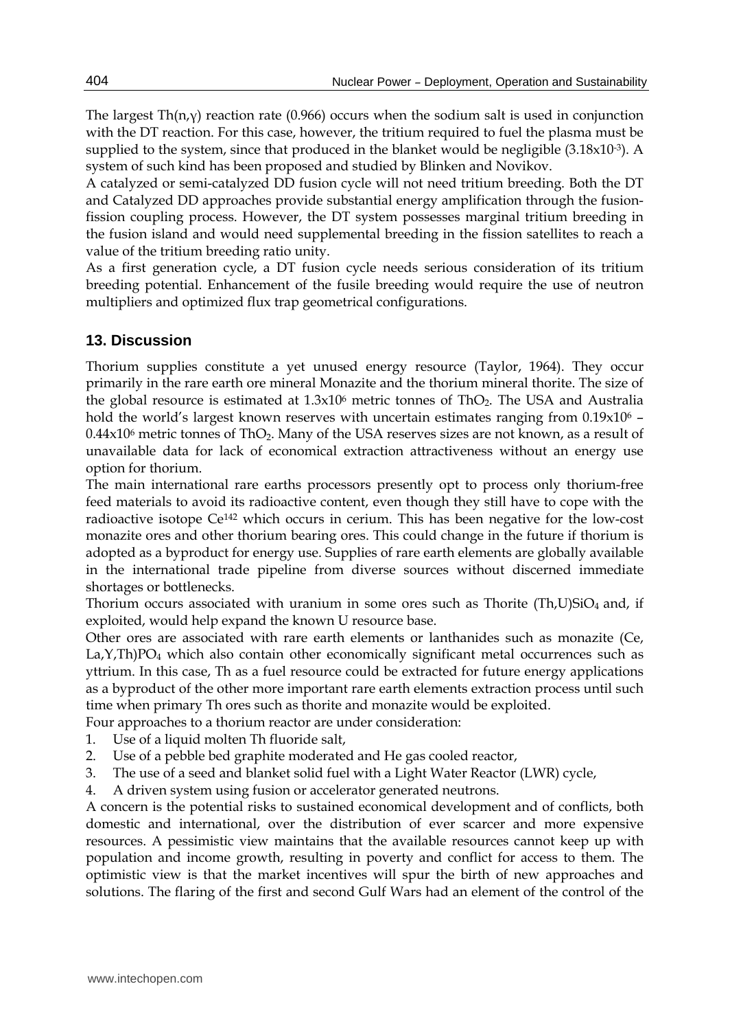The largest $Th(n,\gamma)$ reaction rate (0.966) occurs when the sodium salt is used in conjunction with the DT reaction. For this case, however, the tritium required to fuel the plasma must be supplied to the system, since that produced in the blanket would be negligible ($3.18 \times 10^{-3}$). A system of such kind has been proposed and studied by Blinken and Novikov.

A catalyzed or semi-catalyzed DD fusion cycle will not need tritium breeding. Both the DT and Catalyzed DD approaches provide substantial energy amplification through the fusion-fission coupling process. However, the DT system possesses marginal tritium breeding in the fusion island and would need supplemental breeding in the fission satellites to reach a value of the tritium breeding ratio unity.

As a first generation cycle, a DT fusion cycle needs serious consideration of its tritium breeding potential. Enhancement of the fusile breeding would require the use of neutron multipliers and optimized flux trap geometrical configurations.

## 13. Discussion

Thorium supplies constitute a yet unused energy resource (Taylor, 1964). They occur primarily in the rare earth ore mineral Monazite and the thorium mineral thorite. The size of the global resource is estimated at $1.3 \times 10^6$ metric tonnes of $ThO_2$. The USA and Australia hold the world's largest known reserves with uncertain estimates ranging from $0.19 \times 10^6$ – $0.44 \times 10^6$ metric tonnes of $ThO_2$. Many of the USA reserves sizes are not known, as a result of unavailable data for lack of economical extraction attractiveness without an energy use option for thorium.

The main international rare earths processors presently opt to process only thorium-free feed materials to avoid its radioactive content, even though they still have to cope with the radioactive isotope $Ce^{142}$ which occurs in cerium. This has been negative for the low-cost monazite ores and other thorium bearing ores. This could change in the future if thorium is adopted as a byproduct for energy use. Supplies of rare earth elements are globally available in the international trade pipeline from diverse sources without discerned immediate shortages or bottlenecks.

Thorium occurs associated with uranium in some ores such as Thorite $(Th,U)SiO_4$ and, if exploited, would help expand the known U resource base.

Other ores are associated with rare earth elements or lanthanides such as monazite $(Ce, La,Y,Th)PO_4$ which also contain other economically significant metal occurrences such as yttrium. In this case, Th as a fuel resource could be extracted for future energy applications as a byproduct of the other more important rare earth elements extraction process until such time when primary Th ores such as thorite and monazite would be exploited.

Four approaches to a thorium reactor are under consideration:

1. Use of a liquid molten Th fluoride salt,
2. Use of a pebble bed graphite moderated and He gas cooled reactor,
3. The use of a seed and blanket solid fuel with a Light Water Reactor (LWR) cycle,
4. A driven system using fusion or accelerator generated neutrons.

A concern is the potential risks to sustained economical development and of conflicts, both domestic and international, over the distribution of ever scarcer and more expensive resources. A pessimistic view maintains that the available resources cannot keep up with population and income growth, resulting in poverty and conflict for access to them. The optimistic view is that the market incentives will spur the birth of new approaches and solutions. The flaring of the first and second Gulf Wars had an element of the control of the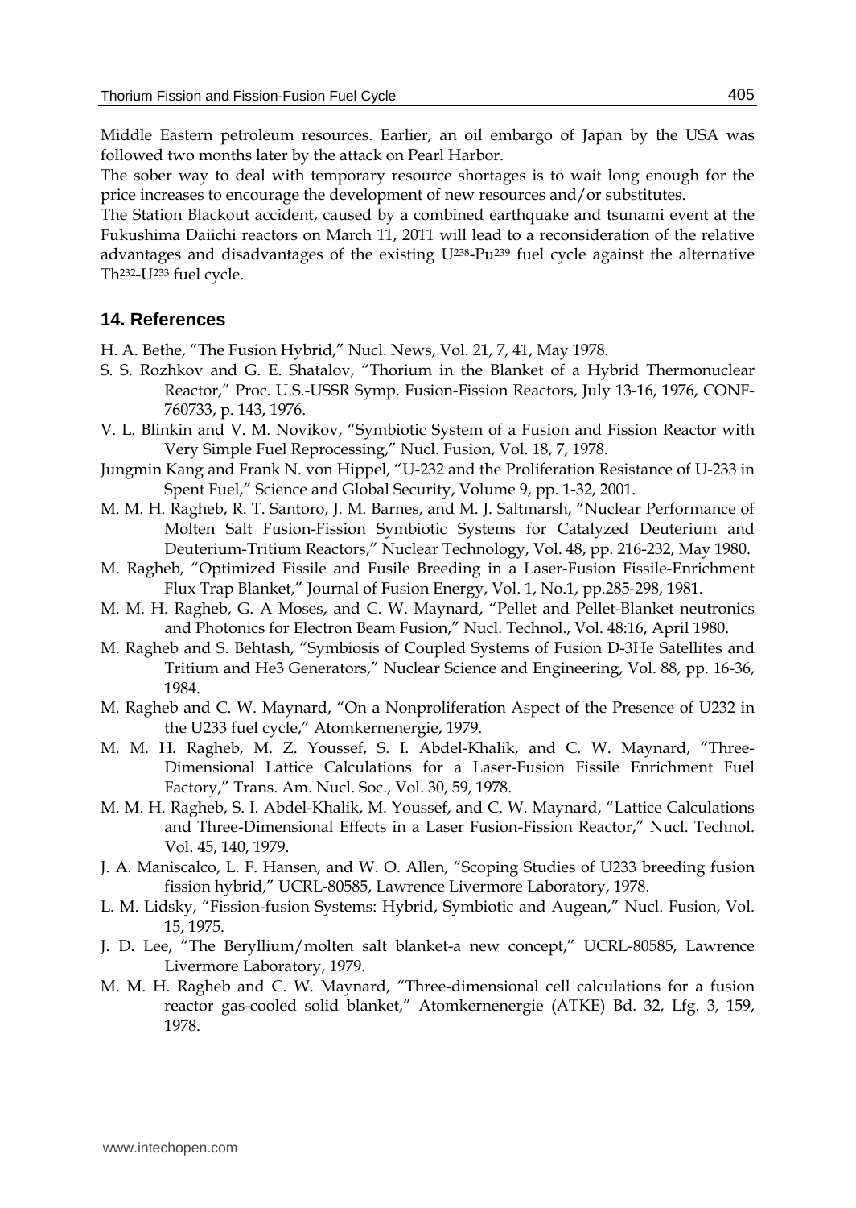Middle Eastern petroleum resources. Earlier, an oil embargo of Japan by the USA was followed two months later by the attack on Pearl Harbor.

The sober way to deal with temporary resource shortages is to wait long enough for the price increases to encourage the development of new resources and/or substitutes.

The Station Blackout accident, caused by a combined earthquake and tsunami event at the Fukushima Daiichi reactors on March 11, 2011 will lead to a reconsideration of the relative advantages and disadvantages of the existing $U^{238}$-$Pu^{239}$ fuel cycle against the alternative $Th^{232}$-$U^{233}$ fuel cycle.

## 14. References

H. A. Bethe, "The Fusion Hybrid," Nucl. News, Vol. 21, 7, 41, May 1978.

S. S. Rozhkov and G. E. Shatalov, "Thorium in the Blanket of a Hybrid Thermonuclear Reactor," Proc. U.S.-USSR Symp. Fusion-Fission Reactors, July 13-16, 1976, CONF-760733, p. 143, 1976.

V. L. Blinkin and V. M. Novikov, "Symbiotic System of a Fusion and Fission Reactor with Very Simple Fuel Reprocessing," Nucl. Fusion, Vol. 18, 7, 1978.

Jungmin Kang and Frank N. von Hippel, "U-232 and the Proliferation Resistance of U-233 in Spent Fuel," Science and Global Security, Volume 9, pp. 1-32, 2001.

M. M. H. Ragheb, R. T. Santoro, J. M. Barnes, and M. J. Saltmarsh, "Nuclear Performance of Molten Salt Fusion-Fission Symbiotic Systems for Catalyzed Deuterium and Deuterium-Tritium Reactors," Nuclear Technology, Vol. 48, pp. 216-232, May 1980.

M. Ragheb, "Optimized Fissile and Fusile Breeding in a Laser-Fusion Fissile-Enrichment Flux Trap Blanket," Journal of Fusion Energy, Vol. 1, No.1, pp.285-298, 1981.

M. M. H. Ragheb, G. A Moses, and C. W. Maynard, "Pellet and Pellet-Blanket neutronics and Photonics for Electron Beam Fusion," Nucl. Technol., Vol. 48:16, April 1980.

M. Ragheb and S. Behtash, "Symbiosis of Coupled Systems of Fusion D-3He Satellites and Tritium and He3 Generators," Nuclear Science and Engineering, Vol. 88, pp. 16-36, 1984.

M. Ragheb and C. W. Maynard, "On a Nonproliferation Aspect of the Presence of U232 in the U233 fuel cycle," Atomkernenergie, 1979.

M. M. H. Ragheb, M. Z. Youssef, S. I. Abdel-Khalik, and C. W. Maynard, "Three-Dimensional Lattice Calculations for a Laser-Fusion Fissile Enrichment Fuel Factory," Trans. Am. Nucl. Soc., Vol. 30, 59, 1978.

M. M. H. Ragheb, S. I. Abdel-Khalik, M. Youssef, and C. W. Maynard, "Lattice Calculations and Three-Dimensional Effects in a Laser Fusion-Fission Reactor," Nucl. Technol. Vol. 45, 140, 1979.

J. A. Maniscalco, L. F. Hansen, and W. O. Allen, "Scoping Studies of U233 breeding fusion fission hybrid," UCRL-80585, Lawrence Livermore Laboratory, 1978.

L. M. Lidsky, "Fission-fusion Systems: Hybrid, Symbiotic and Augean," Nucl. Fusion, Vol. 15, 1975.

J. D. Lee, "The Beryllium/molten salt blanket-a new concept," UCRL-80585, Lawrence Livermore Laboratory, 1979.

M. M. H. Ragheb and C. W. Maynard, "Three-dimensional cell calculations for a fusion reactor gas-cooled solid blanket," Atomkernenergie (ATKE) Bd. 32, Lfg. 3, 159, 1978.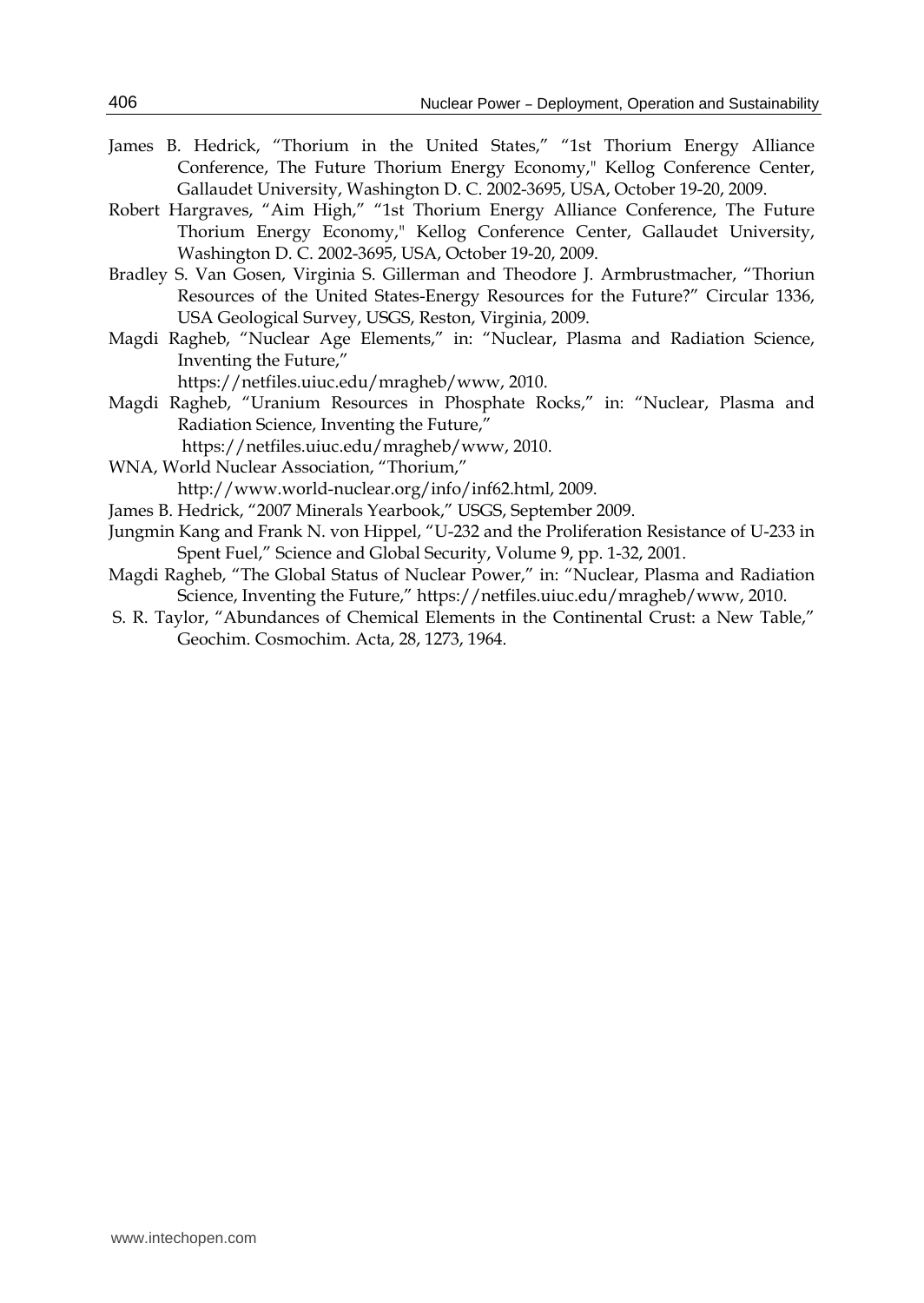James B. Hedrick, “Thorium in the United States,” “1st Thorium Energy Alliance Conference, The Future Thorium Energy Economy," Kellog Conference Center, Gallaudet University, Washington D. C. 2002-3695, USA, October 19-20, 2009.

Robert Hargraves, “Aim High,” “1st Thorium Energy Alliance Conference, The Future Thorium Energy Economy," Kellog Conference Center, Gallaudet University, Washington D. C. 2002-3695, USA, October 19-20, 2009.

Bradley S. Van Gosen, Virginia S. Gillerman and Theodore J. Armbrustmacher, “Thoriun Resources of the United States-Energy Resources for the Future?” Circular 1336, USA Geological Survey, USGS, Reston, Virginia, 2009.

Magdi Ragheb, “Nuclear Age Elements,” in: “Nuclear, Plasma and Radiation Science, Inventing the Future,” https://netfiles.uiuc.edu/mragheb/www, 2010.

Magdi Ragheb, “Uranium Resources in Phosphate Rocks,” in: “Nuclear, Plasma and Radiation Science, Inventing the Future,” https://netfiles.uiuc.edu/mragheb/www, 2010.

WNA, World Nuclear Association, “Thorium,” http://www.world-nuclear.org/info/inf62.html, 2009.

James B. Hedrick, “2007 Minerals Yearbook,” USGS, September 2009.

Jungmin Kang and Frank N. von Hippel, “U-232 and the Proliferation Resistance of U-233 in Spent Fuel,” Science and Global Security, Volume 9, pp. 1-32, 2001.

Magdi Ragheb, “The Global Status of Nuclear Power,” in: “Nuclear, Plasma and Radiation Science, Inventing the Future,” https://netfiles.uiuc.edu/mragheb/www, 2010.

S. R. Taylor, “Abundances of Chemical Elements in the Continental Crust: a New Table,” Geochim. Cosmochim. Acta, 28, 1273, 1964.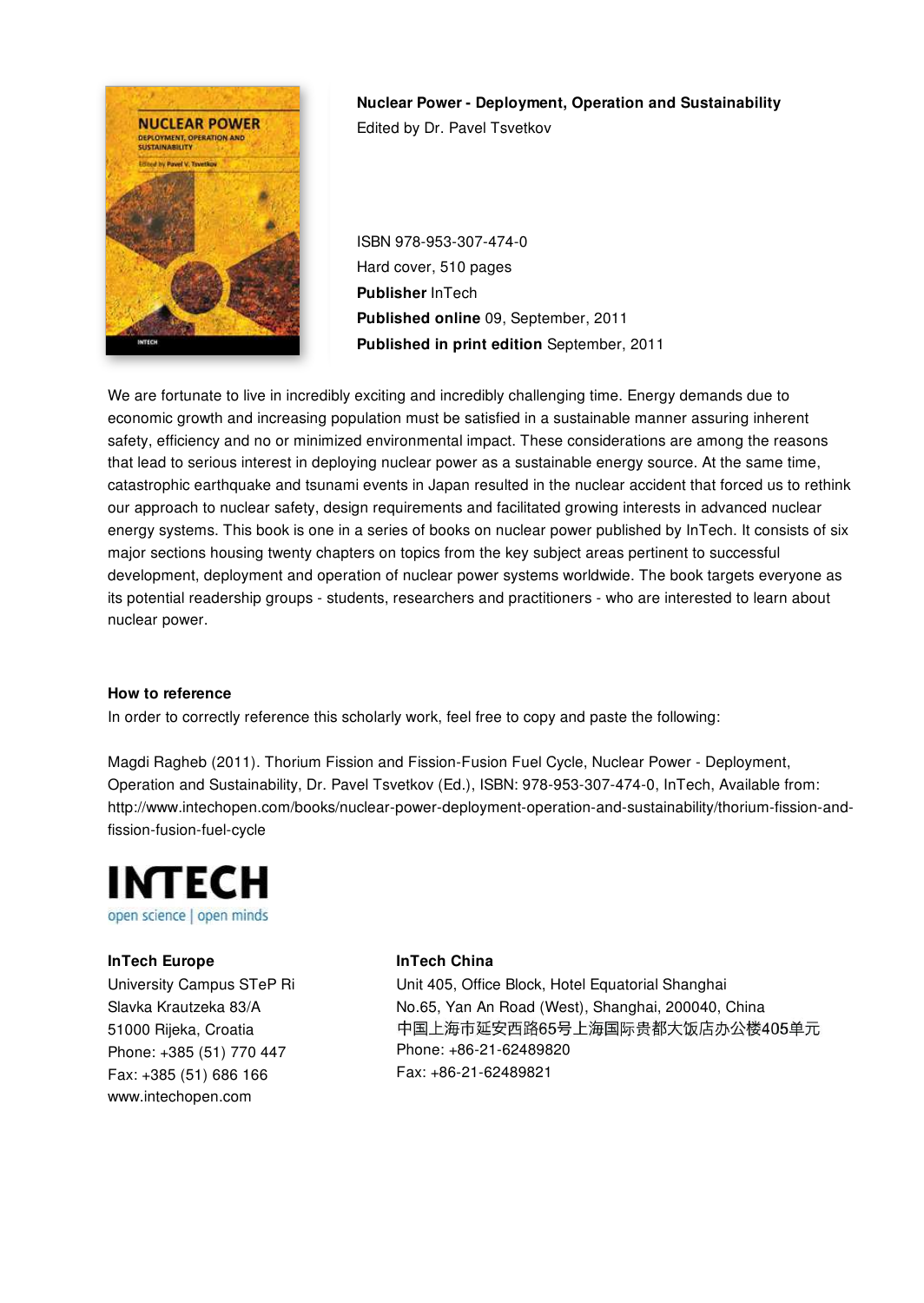**Nuclear Power - Deployment, Operation and Sustainability**
Edited by Dr. Pavel Tsvetkov

ISBN 978-953-307-474-0
Hard cover, 510 pages
**Publisher** InTech
**Published online** 09, September, 2011
**Published in print edition** September, 2011

We are fortunate to live in incredibly exciting and incredibly challenging time. Energy demands due to economic growth and increasing population must be satisfied in a sustainable manner assuring inherent safety, efficiency and no or minimized environmental impact. These considerations are among the reasons that lead to serious interest in deploying nuclear power as a sustainable energy source. At the same time, catastrophic earthquake and tsunami events in Japan resulted in the nuclear accident that forced us to rethink our approach to nuclear safety, design requirements and facilitated growing interests in advanced nuclear energy systems. This book is one in a series of books on nuclear power published by InTech. It consists of six major sections housing twenty chapters on topics from the key subject areas pertinent to successful development, deployment and operation of nuclear power systems worldwide. The book targets everyone as its potential readership groups - students, researchers and practitioners - who are interested to learn about nuclear power.

**How to reference**

In order to correctly reference this scholarly work, feel free to copy and paste the following:

Magdi Ragheb (2011). Thorium Fission and Fission-Fusion Fuel Cycle, Nuclear Power - Deployment, Operation and Sustainability, Dr. Pavel Tsvetkov (Ed.), ISBN: 978-953-307-474-0, InTech, Available from: http://www.intechopen.com/books/nuclear-power-deployment-operation-and-sustainability/thorium-fission-and-fission-fusion-fuel-cycle

**INTECH**
open science | open minds

**InTech Europe**
University Campus STeP Ri
Slavka Krautzeka 83/A
51000 Rijeka, Croatia
Phone: +385 (51) 770 447
Fax: +385 (51) 686 166
www.intechopen.com

**InTech China**
Unit 405, Office Block, Hotel Equatorial Shanghai
No.65, Yan An Road (West), Shanghai, 200040, China
中国上海市延安西路65号上海国际贵都大饭店办公楼405单元
Phone: +86-21-62489820
Fax: +86-21-62489821